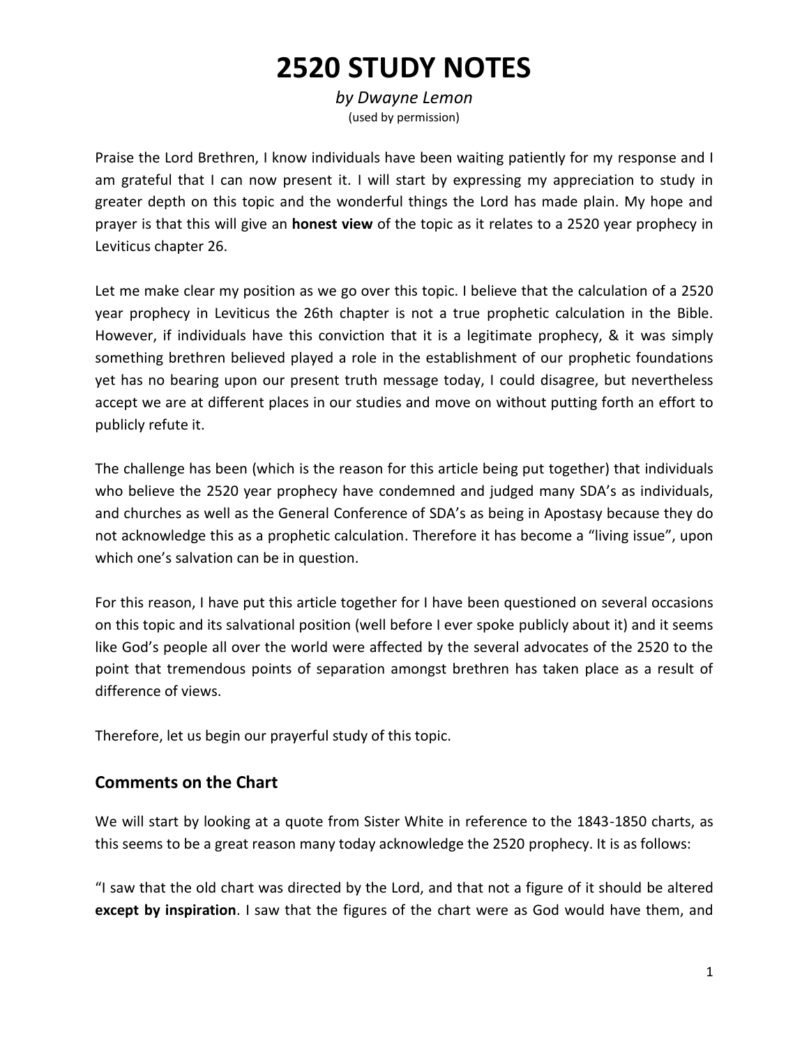# 2520 STUDY NOTES

*by Dwayne Lemon*
(used by permission)

Praise the Lord Brethren, I know individuals have been waiting patiently for my response and I am grateful that I can now present it. I will start by expressing my appreciation to study in greater depth on this topic and the wonderful things the Lord has made plain. My hope and prayer is that this will give an **honest view** of the topic as it relates to a 2520 year prophecy in Leviticus chapter 26.

Let me make clear my position as we go over this topic. I believe that the calculation of a 2520 year prophecy in Leviticus the 26th chapter is not a true prophetic calculation in the Bible. However, if individuals have this conviction that it is a legitimate prophecy, & it was simply something brethren believed played a role in the establishment of our prophetic foundations yet has no bearing upon our present truth message today, I could disagree, but nevertheless accept we are at different places in our studies and move on without putting forth an effort to publicly refute it.

The challenge has been (which is the reason for this article being put together) that individuals who believe the 2520 year prophecy have condemned and judged many SDA's as individuals, and churches as well as the General Conference of SDA's as being in Apostasy because they do not acknowledge this as a prophetic calculation. Therefore it has become a "living issue", upon which one's salvation can be in question.

For this reason, I have put this article together for I have been questioned on several occasions on this topic and its salvational position (well before I ever spoke publicly about it) and it seems like God's people all over the world were affected by the several advocates of the 2520 to the point that tremendous points of separation amongst brethren has taken place as a result of difference of views.

Therefore, let us begin our prayerful study of this topic.

## Comments on the Chart

We will start by looking at a quote from Sister White in reference to the 1843-1850 charts, as this seems to be a great reason many today acknowledge the 2520 prophecy. It is as follows:

"I saw that the old chart was directed by the Lord, and that not a figure of it should be altered **except by inspiration**. I saw that the figures of the chart were as God would have them, and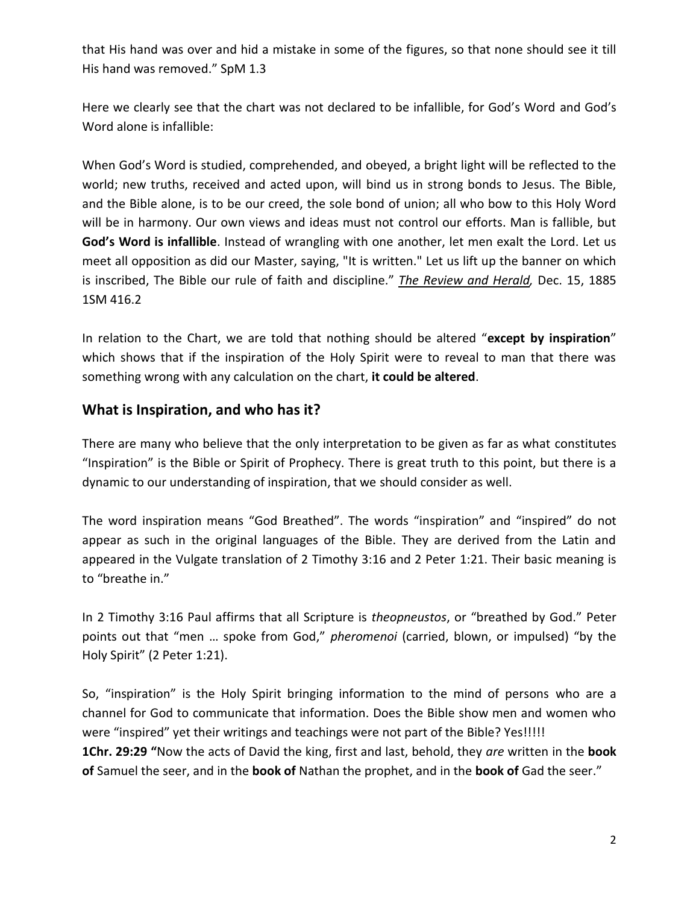that His hand was over and hid a mistake in some of the figures, so that none should see it till His hand was removed." SpM 1.3

Here we clearly see that the chart was not declared to be infallible, for God's Word and God's Word alone is infallible:

When God's Word is studied, comprehended, and obeyed, a bright light will be reflected to the world; new truths, received and acted upon, will bind us in strong bonds to Jesus. The Bible, and the Bible alone, is to be our creed, the sole bond of union; all who bow to this Holy Word will be in harmony. Our own views and ideas must not control our efforts. Man is fallible, but **God's Word is infallible**. Instead of wrangling with one another, let men exalt the Lord. Let us meet all opposition as did our Master, saying, "It is written." Let us lift up the banner on which is inscribed, The Bible our rule of faith and discipline." ***The Review and Herald,*** Dec. 15, 1885 1SM 416.2

In relation to the Chart, we are told that nothing should be altered "**except by inspiration**" which shows that if the inspiration of the Holy Spirit were to reveal to man that there was something wrong with any calculation on the chart, **it could be altered**.

## What is Inspiration, and who has it?

There are many who believe that the only interpretation to be given as far as what constitutes "Inspiration" is the Bible or Spirit of Prophecy. There is great truth to this point, but there is a dynamic to our understanding of inspiration, that we should consider as well.

The word inspiration means "God Breathed". The words "inspiration" and "inspired" do not appear as such in the original languages of the Bible. They are derived from the Latin and appeared in the Vulgate translation of 2 Timothy 3:16 and 2 Peter 1:21. Their basic meaning is to "breathe in."

In 2 Timothy 3:16 Paul affirms that all Scripture is *theopneustos*, or "breathed by God." Peter points out that "men … spoke from God," *pheromenoi* (carried, blown, or impulsed) "by the Holy Spirit" (2 Peter 1:21).

So, "inspiration" is the Holy Spirit bringing information to the mind of persons who are a channel for God to communicate that information. Does the Bible show men and women who were "inspired" yet their writings and teachings were not part of the Bible? Yes!!!!!

**1Chr. 29:29 "**Now the acts of David the king, first and last, behold, they *are* written in the **book of** Samuel the seer, and in the **book of** Nathan the prophet, and in the **book of** Gad the seer."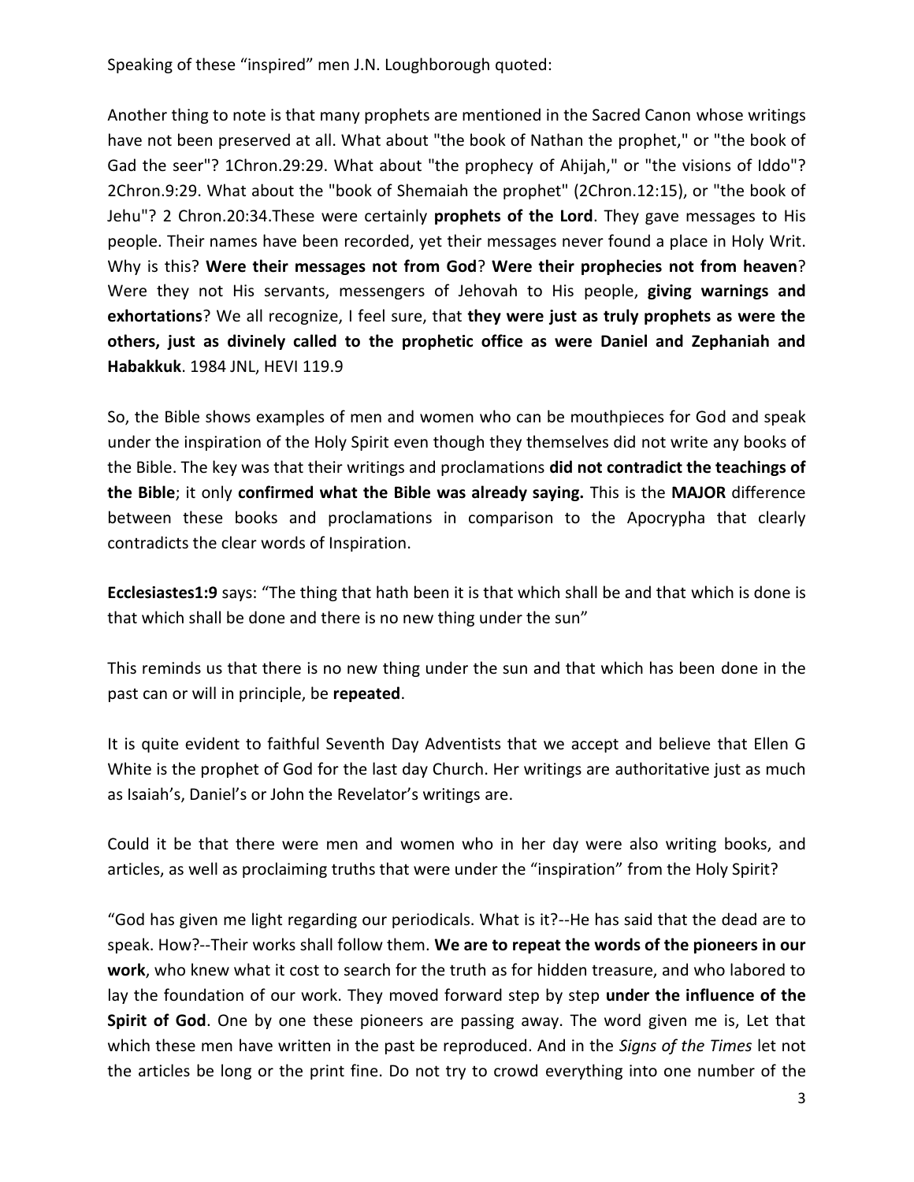Speaking of these "inspired" men J.N. Loughborough quoted:

Another thing to note is that many prophets are mentioned in the Sacred Canon whose writings have not been preserved at all. What about "the book of Nathan the prophet," or "the book of Gad the seer"? 1Chron.29:29. What about "the prophecy of Ahijah," or "the visions of Iddo"? 2Chron.9:29. What about the "book of Shemaiah the prophet" (2Chron.12:15), or "the book of Jehu"? 2 Chron.20:34.These were certainly **prophets of the Lord**. They gave messages to His people. Their names have been recorded, yet their messages never found a place in Holy Writ. Why is this? **Were their messages not from God**? **Were their prophecies not from heaven**? Were they not His servants, messengers of Jehovah to His people, **giving warnings and exhortations**? We all recognize, I feel sure, that **they were just as truly prophets as were the others, just as divinely called to the prophetic office as were Daniel and Zephaniah and Habakkuk**. 1984 JNL, HEVI 119.9

So, the Bible shows examples of men and women who can be mouthpieces for God and speak under the inspiration of the Holy Spirit even though they themselves did not write any books of the Bible. The key was that their writings and proclamations **did not contradict the teachings of the Bible**; it only **confirmed what the Bible was already saying.** This is the **MAJOR** difference between these books and proclamations in comparison to the Apocrypha that clearly contradicts the clear words of Inspiration.

**Ecclesiastes1:9** says: "The thing that hath been it is that which shall be and that which is done is that which shall be done and there is no new thing under the sun"

This reminds us that there is no new thing under the sun and that which has been done in the past can or will in principle, be **repeated**.

It is quite evident to faithful Seventh Day Adventists that we accept and believe that Ellen G White is the prophet of God for the last day Church. Her writings are authoritative just as much as Isaiah's, Daniel's or John the Revelator's writings are.

Could it be that there were men and women who in her day were also writing books, and articles, as well as proclaiming truths that were under the "inspiration" from the Holy Spirit?

"God has given me light regarding our periodicals. What is it?--He has said that the dead are to speak. How?--Their works shall follow them. **We are to repeat the words of the pioneers in our work**, who knew what it cost to search for the truth as for hidden treasure, and who labored to lay the foundation of our work. They moved forward step by step **under the influence of the Spirit of God**. One by one these pioneers are passing away. The word given me is, Let that which these men have written in the past be reproduced. And in the *Signs of the Times* let not the articles be long or the print fine. Do not try to crowd everything into one number of the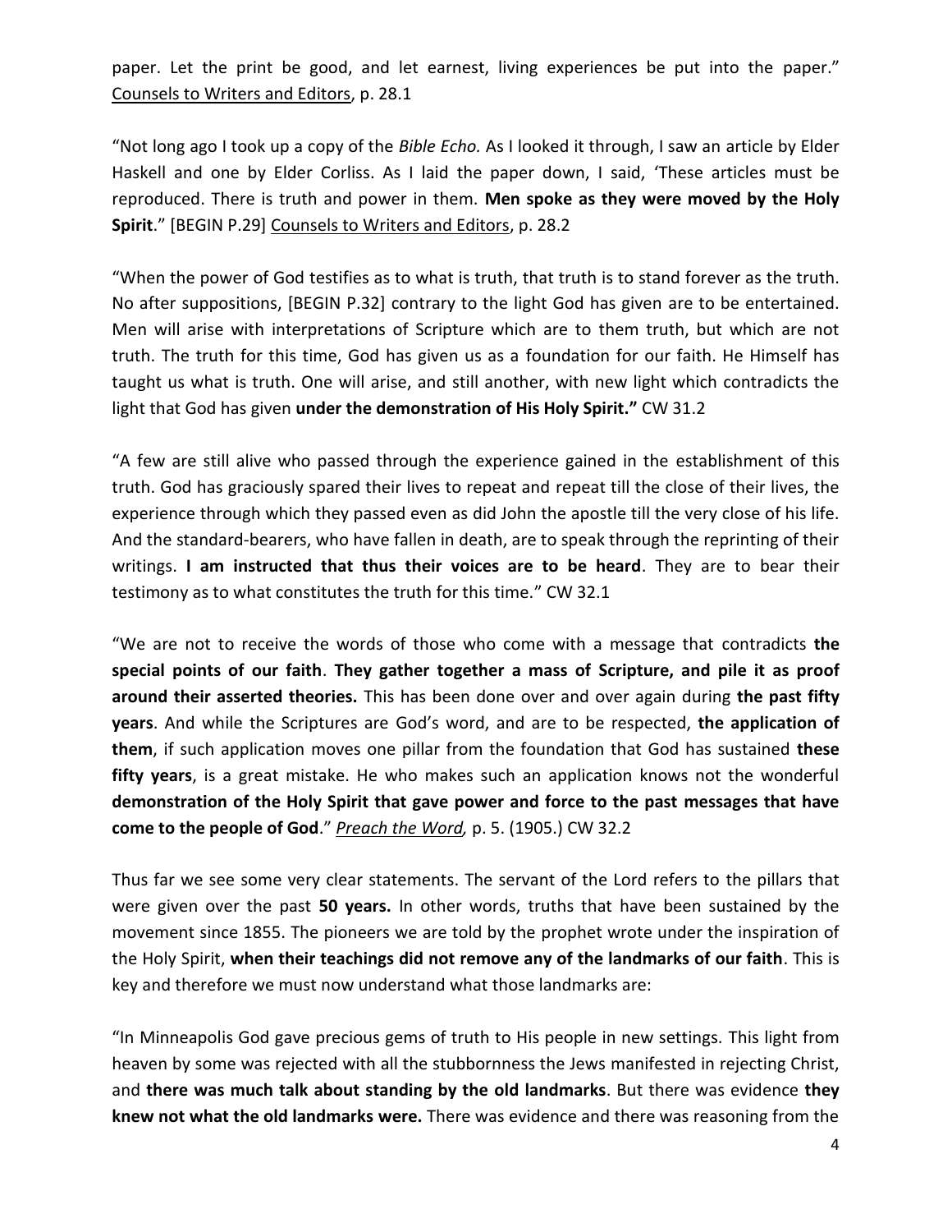paper. Let the print be good, and let earnest, living experiences be put into the paper." Counsels to Writers and Editors, p. 28.1

"Not long ago I took up a copy of the *Bible Echo.* As I looked it through, I saw an article by Elder Haskell and one by Elder Corliss. As I laid the paper down, I said, 'These articles must be reproduced. There is truth and power in them. **Men spoke as they were moved by the Holy Spirit**." [BEGIN P.29] Counsels to Writers and Editors, p. 28.2

"When the power of God testifies as to what is truth, that truth is to stand forever as the truth. No after suppositions, [BEGIN P.32] contrary to the light God has given are to be entertained. Men will arise with interpretations of Scripture which are to them truth, but which are not truth. The truth for this time, God has given us as a foundation for our faith. He Himself has taught us what is truth. One will arise, and still another, with new light which contradicts the light that God has given **under the demonstration of His Holy Spirit."** CW 31.2

"A few are still alive who passed through the experience gained in the establishment of this truth. God has graciously spared their lives to repeat and repeat till the close of their lives, the experience through which they passed even as did John the apostle till the very close of his life. And the standard-bearers, who have fallen in death, are to speak through the reprinting of their writings. **I am instructed that thus their voices are to be heard**. They are to bear their testimony as to what constitutes the truth for this time." CW 32.1

"We are not to receive the words of those who come with a message that contradicts **the special points of our faith**. **They gather together a mass of Scripture, and pile it as proof around their asserted theories.** This has been done over and over again during **the past fifty years**. And while the Scriptures are God's word, and are to be respected, **the application of them**, if such application moves one pillar from the foundation that God has sustained **these fifty years**, is a great mistake. He who makes such an application knows not the wonderful **demonstration of the Holy Spirit that gave power and force to the past messages that have come to the people of God**." *Preach the Word,* p. 5. (1905.) CW 32.2

Thus far we see some very clear statements. The servant of the Lord refers to the pillars that were given over the past **50 years.** In other words, truths that have been sustained by the movement since 1855. The pioneers we are told by the prophet wrote under the inspiration of the Holy Spirit, **when their teachings did not remove any of the landmarks of our faith**. This is key and therefore we must now understand what those landmarks are:

"In Minneapolis God gave precious gems of truth to His people in new settings. This light from heaven by some was rejected with all the stubbornness the Jews manifested in rejecting Christ, and **there was much talk about standing by the old landmarks**. But there was evidence **they knew not what the old landmarks were.** There was evidence and there was reasoning from the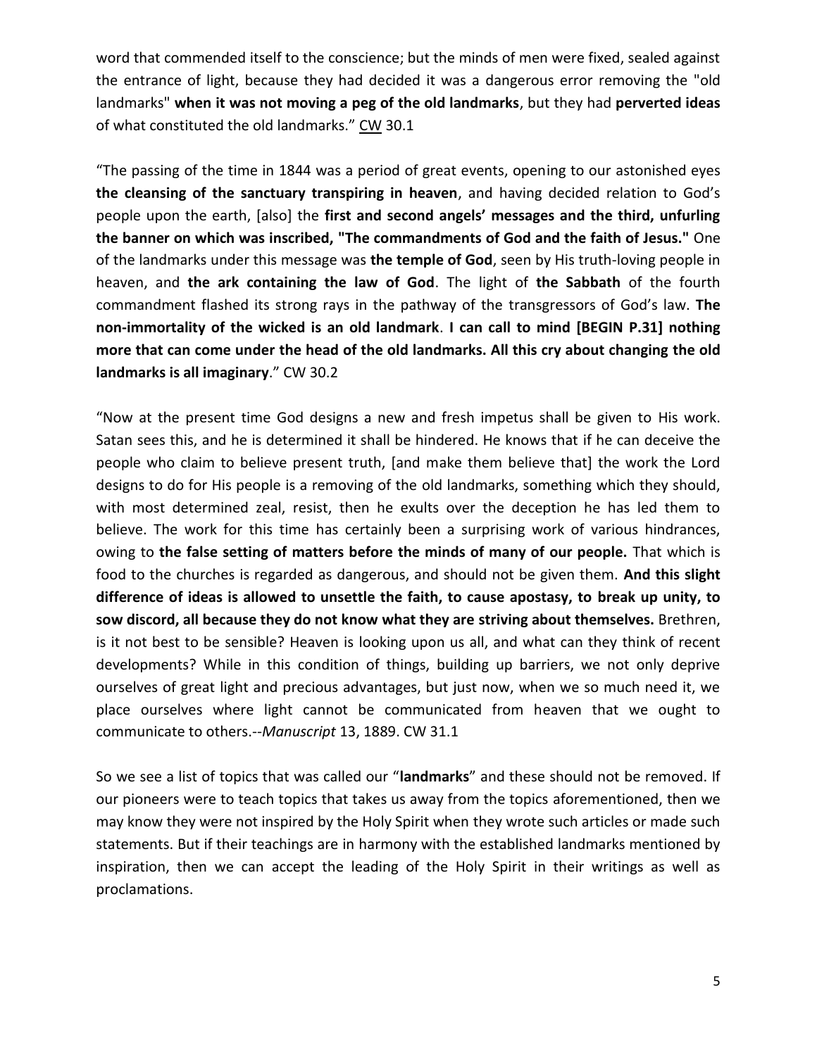word that commended itself to the conscience; but the minds of men were fixed, sealed against the entrance of light, because they had decided it was a dangerous error removing the "old landmarks" **when it was not moving a peg of the old landmarks**, but they had **perverted ideas** of what constituted the old landmarks." CW 30.1

"The passing of the time in 1844 was a period of great events, opening to our astonished eyes **the cleansing of the sanctuary transpiring in heaven**, and having decided relation to God's people upon the earth, [also] the **first and second angels' messages and the third, unfurling the banner on which was inscribed, "The commandments of God and the faith of Jesus."** One of the landmarks under this message was **the temple of God**, seen by His truth-loving people in heaven, and **the ark containing the law of God**. The light of **the Sabbath** of the fourth commandment flashed its strong rays in the pathway of the transgressors of God's law. **The non-immortality of the wicked is an old landmark**. **I can call to mind [BEGIN P.31] nothing more that can come under the head of the old landmarks. All this cry about changing the old landmarks is all imaginary**." CW 30.2

"Now at the present time God designs a new and fresh impetus shall be given to His work. Satan sees this, and he is determined it shall be hindered. He knows that if he can deceive the people who claim to believe present truth, [and make them believe that] the work the Lord designs to do for His people is a removing of the old landmarks, something which they should, with most determined zeal, resist, then he exults over the deception he has led them to believe. The work for this time has certainly been a surprising work of various hindrances, owing to **the false setting of matters before the minds of many of our people.** That which is food to the churches is regarded as dangerous, and should not be given them. **And this slight difference of ideas is allowed to unsettle the faith, to cause apostasy, to break up unity, to sow discord, all because they do not know what they are striving about themselves.** Brethren, is it not best to be sensible? Heaven is looking upon us all, and what can they think of recent developments? While in this condition of things, building up barriers, we not only deprive ourselves of great light and precious advantages, but just now, when we so much need it, we place ourselves where light cannot be communicated from heaven that we ought to communicate to others.--*Manuscript* 13, 1889. CW 31.1

So we see a list of topics that was called our "**landmarks**" and these should not be removed. If our pioneers were to teach topics that takes us away from the topics aforementioned, then we may know they were not inspired by the Holy Spirit when they wrote such articles or made such statements. But if their teachings are in harmony with the established landmarks mentioned by inspiration, then we can accept the leading of the Holy Spirit in their writings as well as proclamations.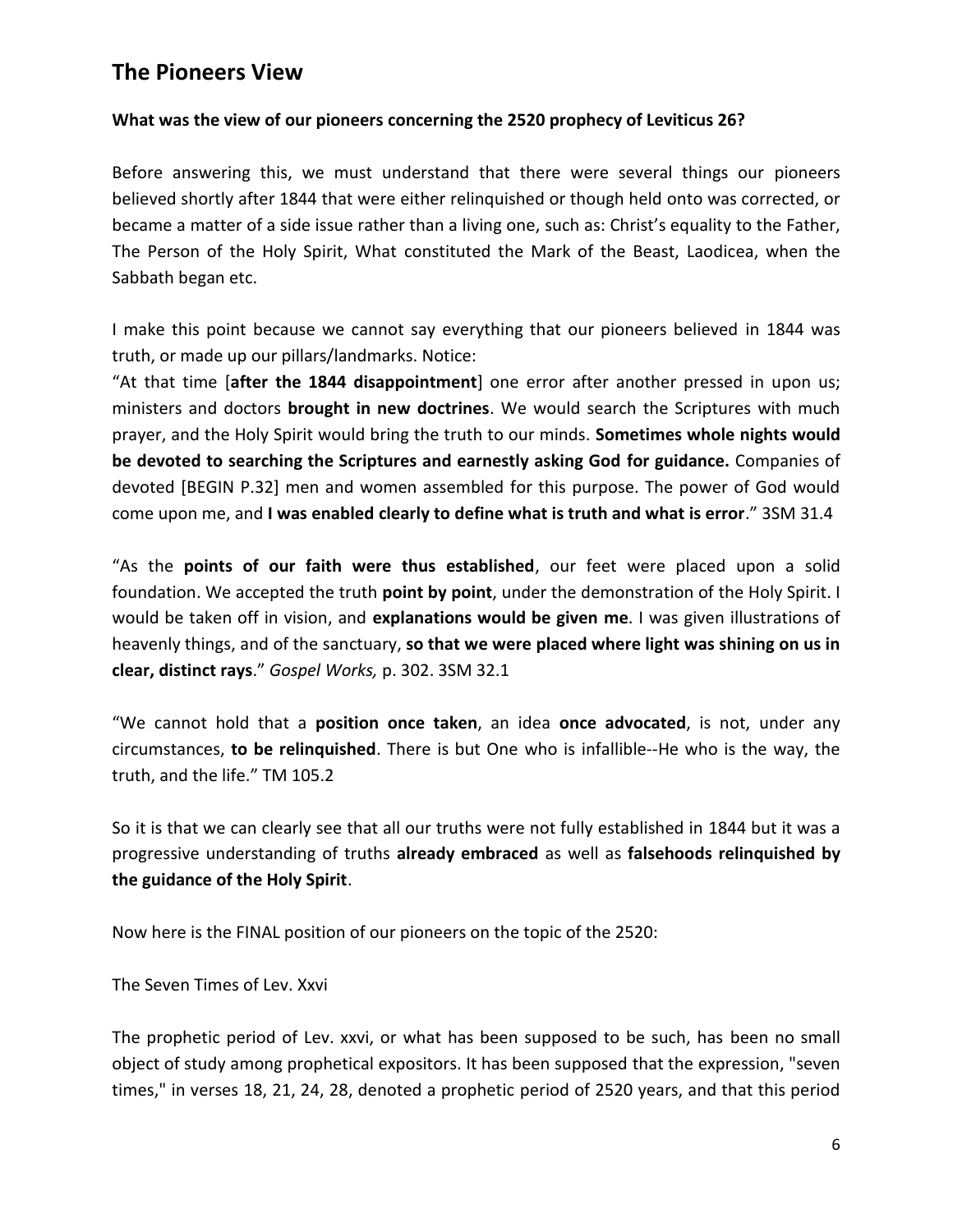## The Pioneers View

**What was the view of our pioneers concerning the 2520 prophecy of Leviticus 26?**

Before answering this, we must understand that there were several things our pioneers believed shortly after 1844 that were either relinquished or though held onto was corrected, or became a matter of a side issue rather than a living one, such as: Christ's equality to the Father, The Person of the Holy Spirit, What constituted the Mark of the Beast, Laodicea, when the Sabbath began etc.

I make this point because we cannot say everything that our pioneers believed in 1844 was truth, or made up our pillars/landmarks. Notice:

"At that time [**after the 1844 disappointment**] one error after another pressed in upon us; ministers and doctors **brought in new doctrines**. We would search the Scriptures with much prayer, and the Holy Spirit would bring the truth to our minds. **Sometimes whole nights would be devoted to searching the Scriptures and earnestly asking God for guidance.** Companies of devoted [BEGIN P.32] men and women assembled for this purpose. The power of God would come upon me, and **I was enabled clearly to define what is truth and what is error**." 3SM 31.4

"As the **points of our faith were thus established**, our feet were placed upon a solid foundation. We accepted the truth **point by point**, under the demonstration of the Holy Spirit. I would be taken off in vision, and **explanations would be given me**. I was given illustrations of heavenly things, and of the sanctuary, **so that we were placed where light was shining on us in clear, distinct rays**." *Gospel Works,* p. 302. 3SM 32.1

"We cannot hold that a **position once taken**, an idea **once advocated**, is not, under any circumstances, **to be relinquished**. There is but One who is infallible--He who is the way, the truth, and the life." TM 105.2

So it is that we can clearly see that all our truths were not fully established in 1844 but it was a progressive understanding of truths **already embraced** as well as **falsehoods relinquished by the guidance of the Holy Spirit**.

Now here is the FINAL position of our pioneers on the topic of the 2520:

The Seven Times of Lev. Xxvi

The prophetic period of Lev. xxvi, or what has been supposed to be such, has been no small object of study among prophetical expositors. It has been supposed that the expression, "seven times," in verses 18, 21, 24, 28, denoted a prophetic period of 2520 years, and that this period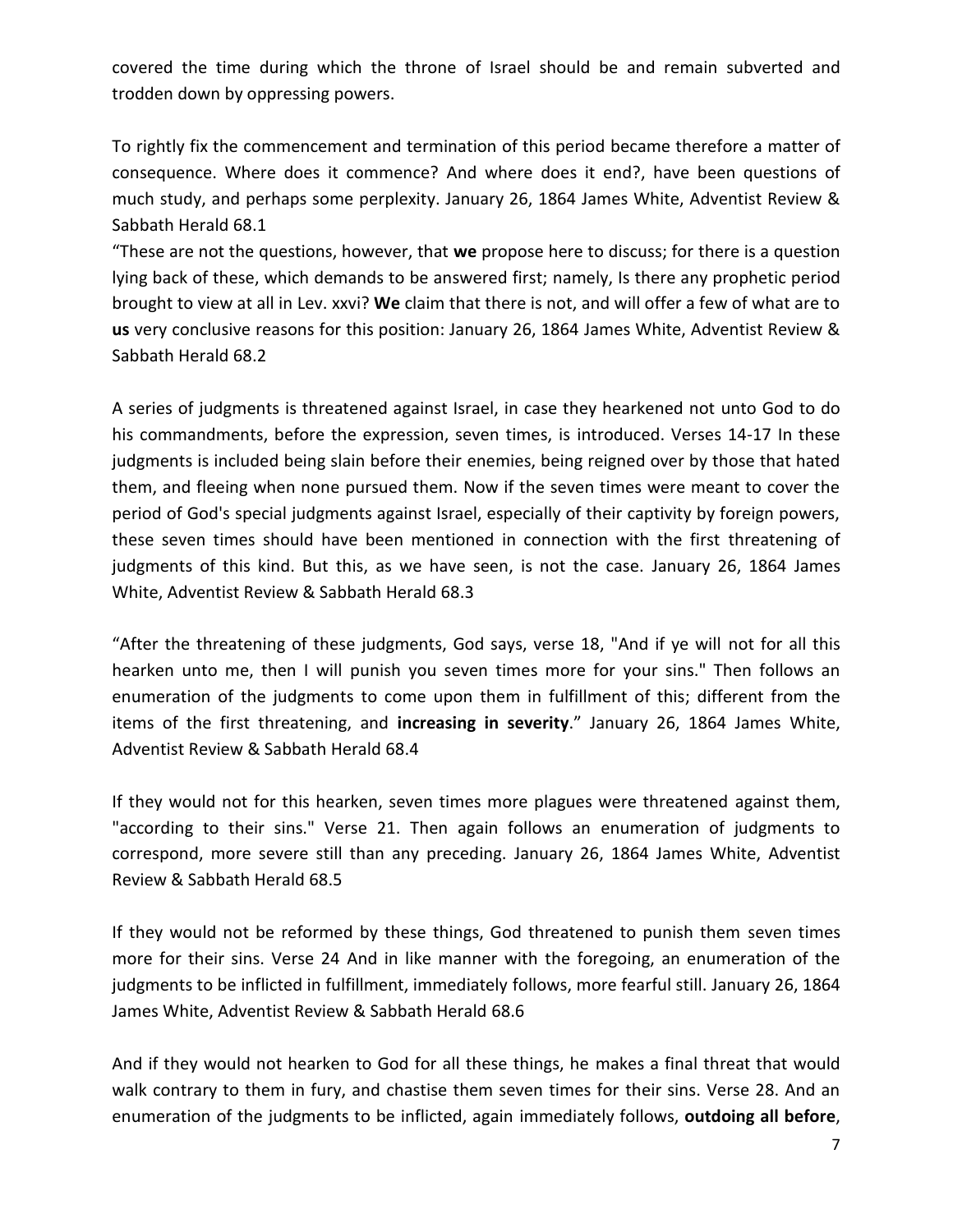covered the time during which the throne of Israel should be and remain subverted and trodden down by oppressing powers.

To rightly fix the commencement and termination of this period became therefore a matter of consequence. Where does it commence? And where does it end?, have been questions of much study, and perhaps some perplexity. January 26, 1864 James White, Adventist Review & Sabbath Herald 68.1

"These are not the questions, however, that **we** propose here to discuss; for there is a question lying back of these, which demands to be answered first; namely, Is there any prophetic period brought to view at all in Lev. xxvi? **We** claim that there is not, and will offer a few of what are to **us** very conclusive reasons for this position: January 26, 1864 James White, Adventist Review & Sabbath Herald 68.2

A series of judgments is threatened against Israel, in case they hearkened not unto God to do his commandments, before the expression, seven times, is introduced. Verses 14-17 In these judgments is included being slain before their enemies, being reigned over by those that hated them, and fleeing when none pursued them. Now if the seven times were meant to cover the period of God's special judgments against Israel, especially of their captivity by foreign powers, these seven times should have been mentioned in connection with the first threatening of judgments of this kind. But this, as we have seen, is not the case. January 26, 1864 James White, Adventist Review & Sabbath Herald 68.3

"After the threatening of these judgments, God says, verse 18, "And if ye will not for all this hearken unto me, then I will punish you seven times more for your sins." Then follows an enumeration of the judgments to come upon them in fulfillment of this; different from the items of the first threatening, and **increasing in severity**." January 26, 1864 James White, Adventist Review & Sabbath Herald 68.4

If they would not for this hearken, seven times more plagues were threatened against them, "according to their sins." Verse 21. Then again follows an enumeration of judgments to correspond, more severe still than any preceding. January 26, 1864 James White, Adventist Review & Sabbath Herald 68.5

If they would not be reformed by these things, God threatened to punish them seven times more for their sins. Verse 24 And in like manner with the foregoing, an enumeration of the judgments to be inflicted in fulfillment, immediately follows, more fearful still. January 26, 1864 James White, Adventist Review & Sabbath Herald 68.6

And if they would not hearken to God for all these things, he makes a final threat that would walk contrary to them in fury, and chastise them seven times for their sins. Verse 28. And an enumeration of the judgments to be inflicted, again immediately follows, **outdoing all before**,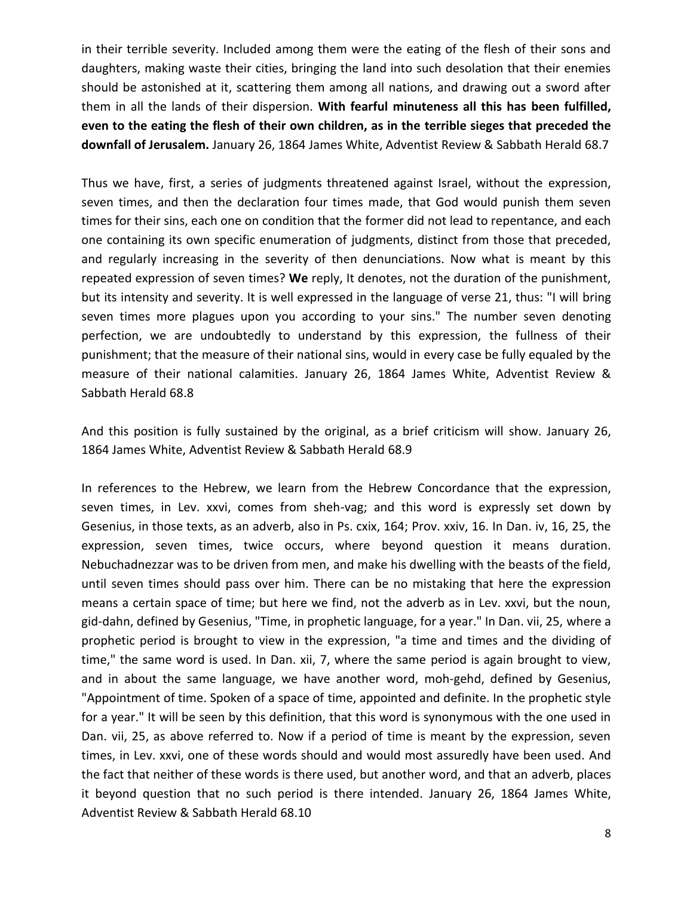in their terrible severity. Included among them were the eating of the flesh of their sons and daughters, making waste their cities, bringing the land into such desolation that their enemies should be astonished at it, scattering them among all nations, and drawing out a sword after them in all the lands of their dispersion. **With fearful minuteness all this has been fulfilled, even to the eating the flesh of their own children, as in the terrible sieges that preceded the downfall of Jerusalem.** January 26, 1864 James White, Adventist Review & Sabbath Herald 68.7

Thus we have, first, a series of judgments threatened against Israel, without the expression, seven times, and then the declaration four times made, that God would punish them seven times for their sins, each one on condition that the former did not lead to repentance, and each one containing its own specific enumeration of judgments, distinct from those that preceded, and regularly increasing in the severity of then denunciations. Now what is meant by this repeated expression of seven times? **We** reply, It denotes, not the duration of the punishment, but its intensity and severity. It is well expressed in the language of verse 21, thus: "I will bring seven times more plagues upon you according to your sins." The number seven denoting perfection, we are undoubtedly to understand by this expression, the fullness of their punishment; that the measure of their national sins, would in every case be fully equaled by the measure of their national calamities. January 26, 1864 James White, Adventist Review & Sabbath Herald 68.8

And this position is fully sustained by the original, as a brief criticism will show. January 26, 1864 James White, Adventist Review & Sabbath Herald 68.9

In references to the Hebrew, we learn from the Hebrew Concordance that the expression, seven times, in Lev. xxvi, comes from sheh-vag; and this word is expressly set down by Gesenius, in those texts, as an adverb, also in Ps. cxix, 164; Prov. xxiv, 16. In Dan. iv, 16, 25, the expression, seven times, twice occurs, where beyond question it means duration. Nebuchadnezzar was to be driven from men, and make his dwelling with the beasts of the field, until seven times should pass over him. There can be no mistaking that here the expression means a certain space of time; but here we find, not the adverb as in Lev. xxvi, but the noun, gid-dahn, defined by Gesenius, "Time, in prophetic language, for a year." In Dan. vii, 25, where a prophetic period is brought to view in the expression, "a time and times and the dividing of time," the same word is used. In Dan. xii, 7, where the same period is again brought to view, and in about the same language, we have another word, moh-gehd, defined by Gesenius, "Appointment of time. Spoken of a space of time, appointed and definite. In the prophetic style for a year." It will be seen by this definition, that this word is synonymous with the one used in Dan. vii, 25, as above referred to. Now if a period of time is meant by the expression, seven times, in Lev. xxvi, one of these words should and would most assuredly have been used. And the fact that neither of these words is there used, but another word, and that an adverb, places it beyond question that no such period is there intended. January 26, 1864 James White, Adventist Review & Sabbath Herald 68.10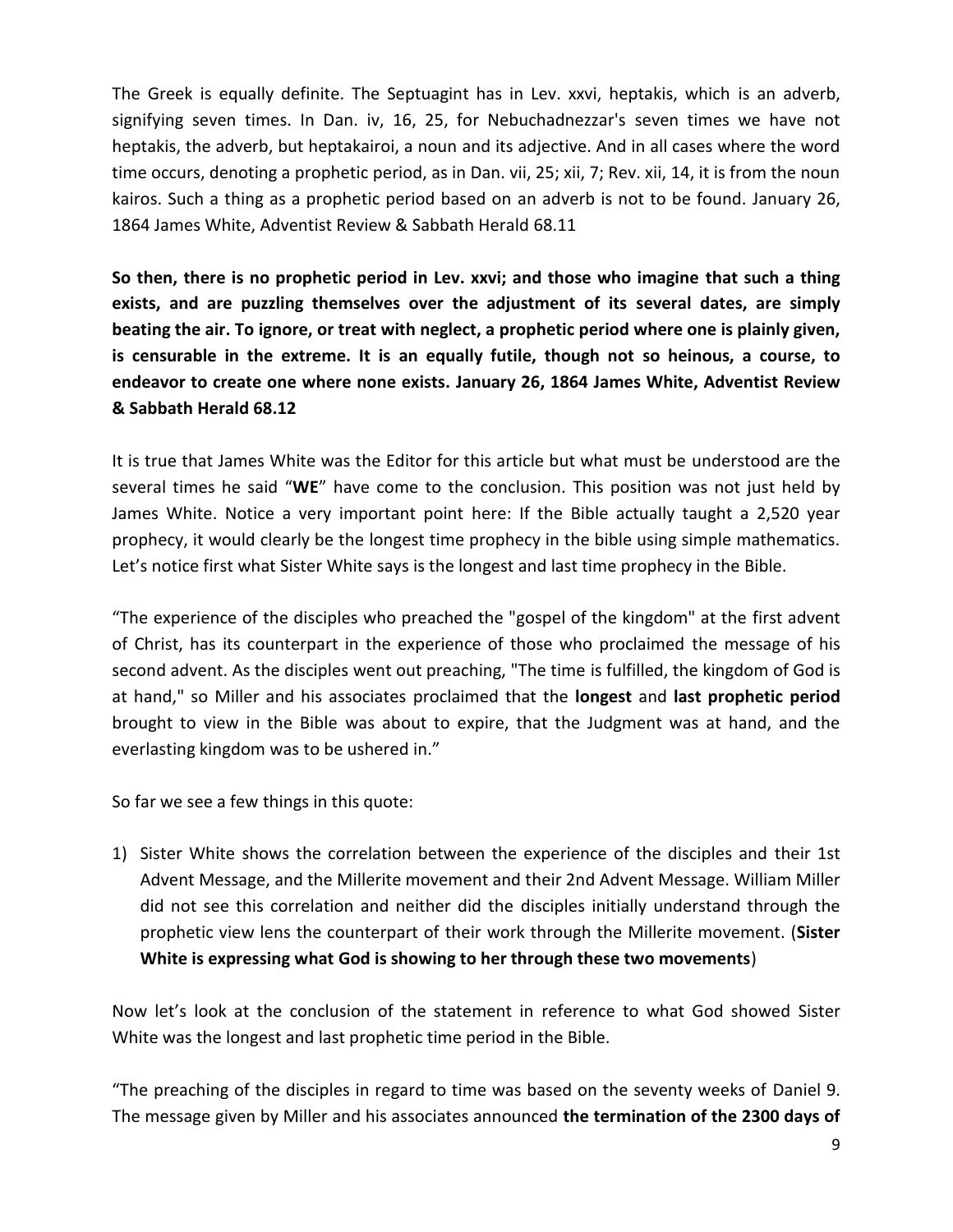The Greek is equally definite. The Septuagint has in Lev. xxvi, heptakis, which is an adverb, signifying seven times. In Dan. iv, 16, 25, for Nebuchadnezzar's seven times we have not heptakis, the adverb, but heptakairoi, a noun and its adjective. And in all cases where the word time occurs, denoting a prophetic period, as in Dan. vii, 25; xii, 7; Rev. xii, 14, it is from the noun kairos. Such a thing as a prophetic period based on an adverb is not to be found. January 26, 1864 James White, Adventist Review & Sabbath Herald 68.11

**So then, there is no prophetic period in Lev. xxvi; and those who imagine that such a thing exists, and are puzzling themselves over the adjustment of its several dates, are simply beating the air. To ignore, or treat with neglect, a prophetic period where one is plainly given, is censurable in the extreme. It is an equally futile, though not so heinous, a course, to endeavor to create one where none exists. January 26, 1864 James White, Adventist Review & Sabbath Herald 68.12**

It is true that James White was the Editor for this article but what must be understood are the several times he said "**WE**" have come to the conclusion. This position was not just held by James White. Notice a very important point here: If the Bible actually taught a 2,520 year prophecy, it would clearly be the longest time prophecy in the bible using simple mathematics. Let's notice first what Sister White says is the longest and last time prophecy in the Bible.

"The experience of the disciples who preached the "gospel of the kingdom" at the first advent of Christ, has its counterpart in the experience of those who proclaimed the message of his second advent. As the disciples went out preaching, "The time is fulfilled, the kingdom of God is at hand," so Miller and his associates proclaimed that the **longest** and **last prophetic period** brought to view in the Bible was about to expire, that the Judgment was at hand, and the everlasting kingdom was to be ushered in."

So far we see a few things in this quote:

1) Sister White shows the correlation between the experience of the disciples and their 1st Advent Message, and the Millerite movement and their 2nd Advent Message. William Miller did not see this correlation and neither did the disciples initially understand through the prophetic view lens the counterpart of their work through the Millerite movement. (**Sister White is expressing what God is showing to her through these two movements**)

Now let's look at the conclusion of the statement in reference to what God showed Sister White was the longest and last prophetic time period in the Bible.

"The preaching of the disciples in regard to time was based on the seventy weeks of Daniel 9. The message given by Miller and his associates announced **the termination of the 2300 days of**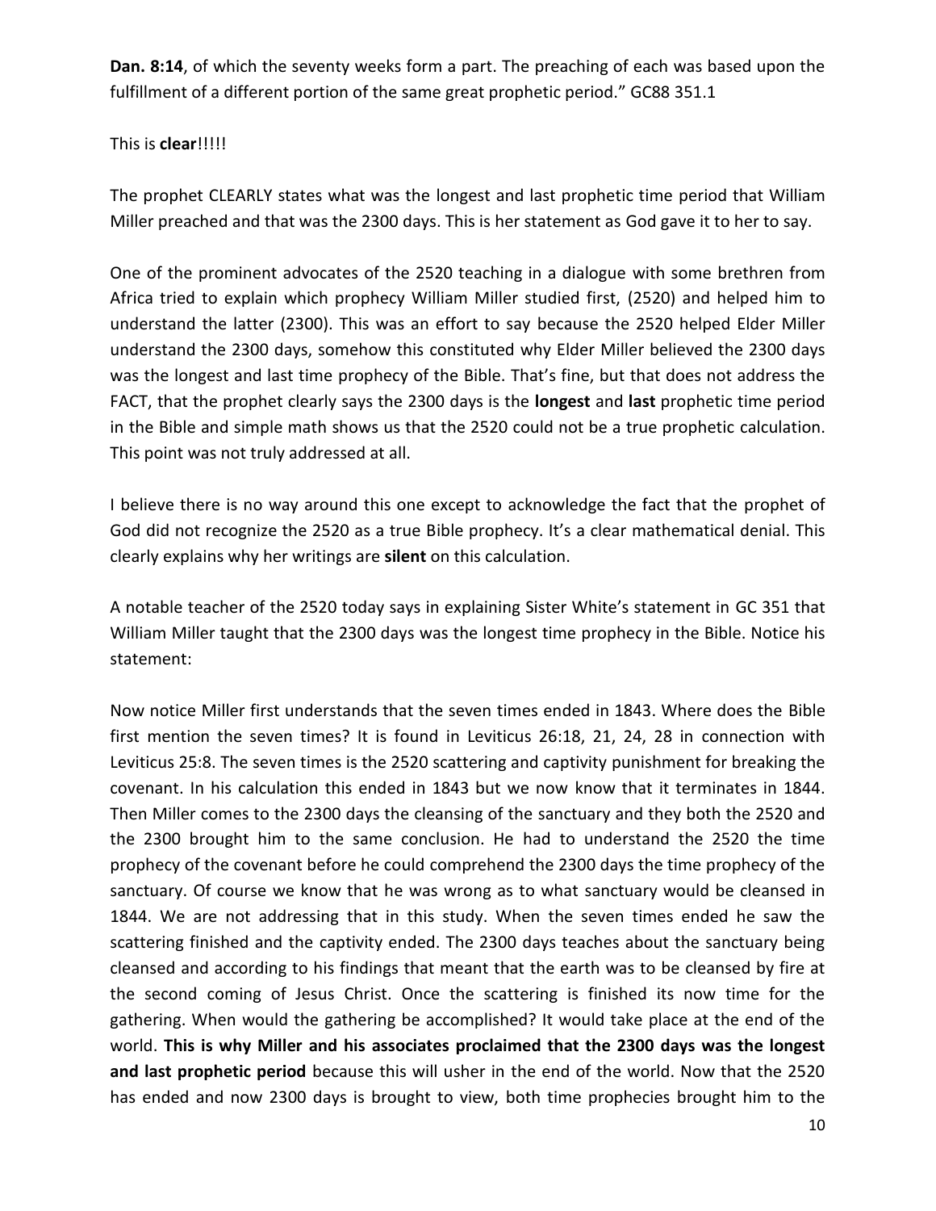**Dan. 8:14**, of which the seventy weeks form a part. The preaching of each was based upon the fulfillment of a different portion of the same great prophetic period." GC88 351.1

This is **clear**!!!!!

The prophet CLEARLY states what was the longest and last prophetic time period that William Miller preached and that was the 2300 days. This is her statement as God gave it to her to say.

One of the prominent advocates of the 2520 teaching in a dialogue with some brethren from Africa tried to explain which prophecy William Miller studied first, (2520) and helped him to understand the latter (2300). This was an effort to say because the 2520 helped Elder Miller understand the 2300 days, somehow this constituted why Elder Miller believed the 2300 days was the longest and last time prophecy of the Bible. That's fine, but that does not address the FACT, that the prophet clearly says the 2300 days is the **longest** and **last** prophetic time period in the Bible and simple math shows us that the 2520 could not be a true prophetic calculation. This point was not truly addressed at all.

I believe there is no way around this one except to acknowledge the fact that the prophet of God did not recognize the 2520 as a true Bible prophecy. It's a clear mathematical denial. This clearly explains why her writings are **silent** on this calculation.

A notable teacher of the 2520 today says in explaining Sister White's statement in GC 351 that William Miller taught that the 2300 days was the longest time prophecy in the Bible. Notice his statement:

Now notice Miller first understands that the seven times ended in 1843. Where does the Bible first mention the seven times? It is found in Leviticus 26:18, 21, 24, 28 in connection with Leviticus 25:8. The seven times is the 2520 scattering and captivity punishment for breaking the covenant. In his calculation this ended in 1843 but we now know that it terminates in 1844. Then Miller comes to the 2300 days the cleansing of the sanctuary and they both the 2520 and the 2300 brought him to the same conclusion. He had to understand the 2520 the time prophecy of the covenant before he could comprehend the 2300 days the time prophecy of the sanctuary. Of course we know that he was wrong as to what sanctuary would be cleansed in 1844. We are not addressing that in this study. When the seven times ended he saw the scattering finished and the captivity ended. The 2300 days teaches about the sanctuary being cleansed and according to his findings that meant that the earth was to be cleansed by fire at the second coming of Jesus Christ. Once the scattering is finished its now time for the gathering. When would the gathering be accomplished? It would take place at the end of the world. **This is why Miller and his associates proclaimed that the 2300 days was the longest and last prophetic period** because this will usher in the end of the world. Now that the 2520 has ended and now 2300 days is brought to view, both time prophecies brought him to the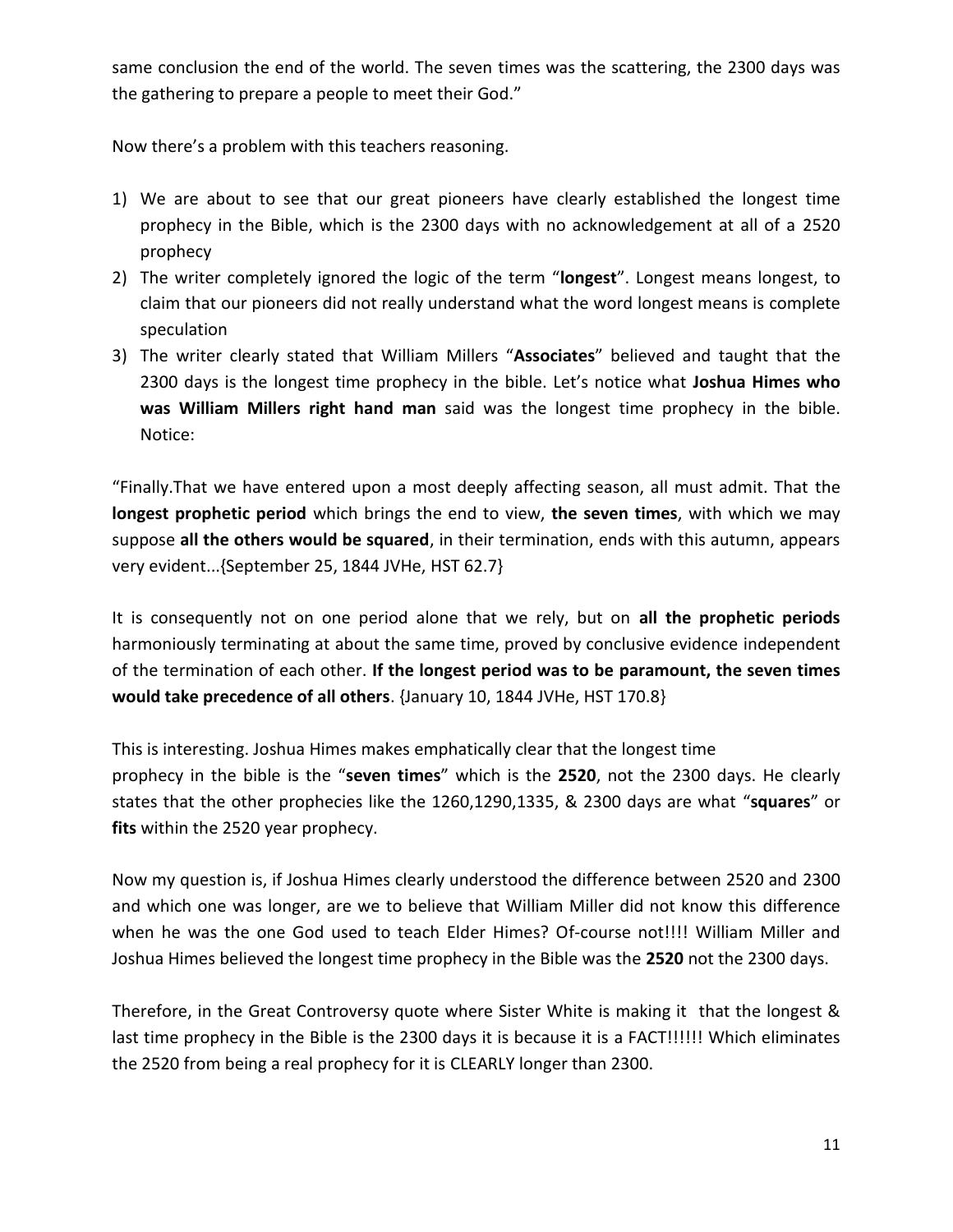same conclusion the end of the world. The seven times was the scattering, the 2300 days was the gathering to prepare a people to meet their God."

Now there's a problem with this teachers reasoning.

1) We are about to see that our great pioneers have clearly established the longest time prophecy in the Bible, which is the 2300 days with no acknowledgement at all of a 2520 prophecy
2) The writer completely ignored the logic of the term "**longest**". Longest means longest, to claim that our pioneers did not really understand what the word longest means is complete speculation
3) The writer clearly stated that William Millers "**Associates**" believed and taught that the 2300 days is the longest time prophecy in the bible. Let's notice what **Joshua Himes who was William Millers right hand man** said was the longest time prophecy in the bible. Notice:

"Finally.That we have entered upon a most deeply affecting season, all must admit. That the **longest prophetic period** which brings the end to view, **the seven times**, with which we may suppose **all the others would be squared**, in their termination, ends with this autumn, appears very evident...{September 25, 1844 JVHe, HST 62.7}

It is consequently not on one period alone that we rely, but on **all the prophetic periods** harmoniously terminating at about the same time, proved by conclusive evidence independent of the termination of each other. **If the longest period was to be paramount, the seven times would take precedence of all others**. {January 10, 1844 JVHe, HST 170.8}

This is interesting. Joshua Himes makes emphatically clear that the longest time prophecy in the bible is the "**seven times**" which is the **2520**, not the 2300 days. He clearly states that the other prophecies like the 1260,1290,1335, & 2300 days are what "**squares**" or **fits** within the 2520 year prophecy.

Now my question is, if Joshua Himes clearly understood the difference between 2520 and 2300 and which one was longer, are we to believe that William Miller did not know this difference when he was the one God used to teach Elder Himes? Of-course not!!!! William Miller and Joshua Himes believed the longest time prophecy in the Bible was the **2520** not the 2300 days.

Therefore, in the Great Controversy quote where Sister White is making it that the longest & last time prophecy in the Bible is the 2300 days it is because it is a FACT!!!!!! Which eliminates the 2520 from being a real prophecy for it is CLEARLY longer than 2300.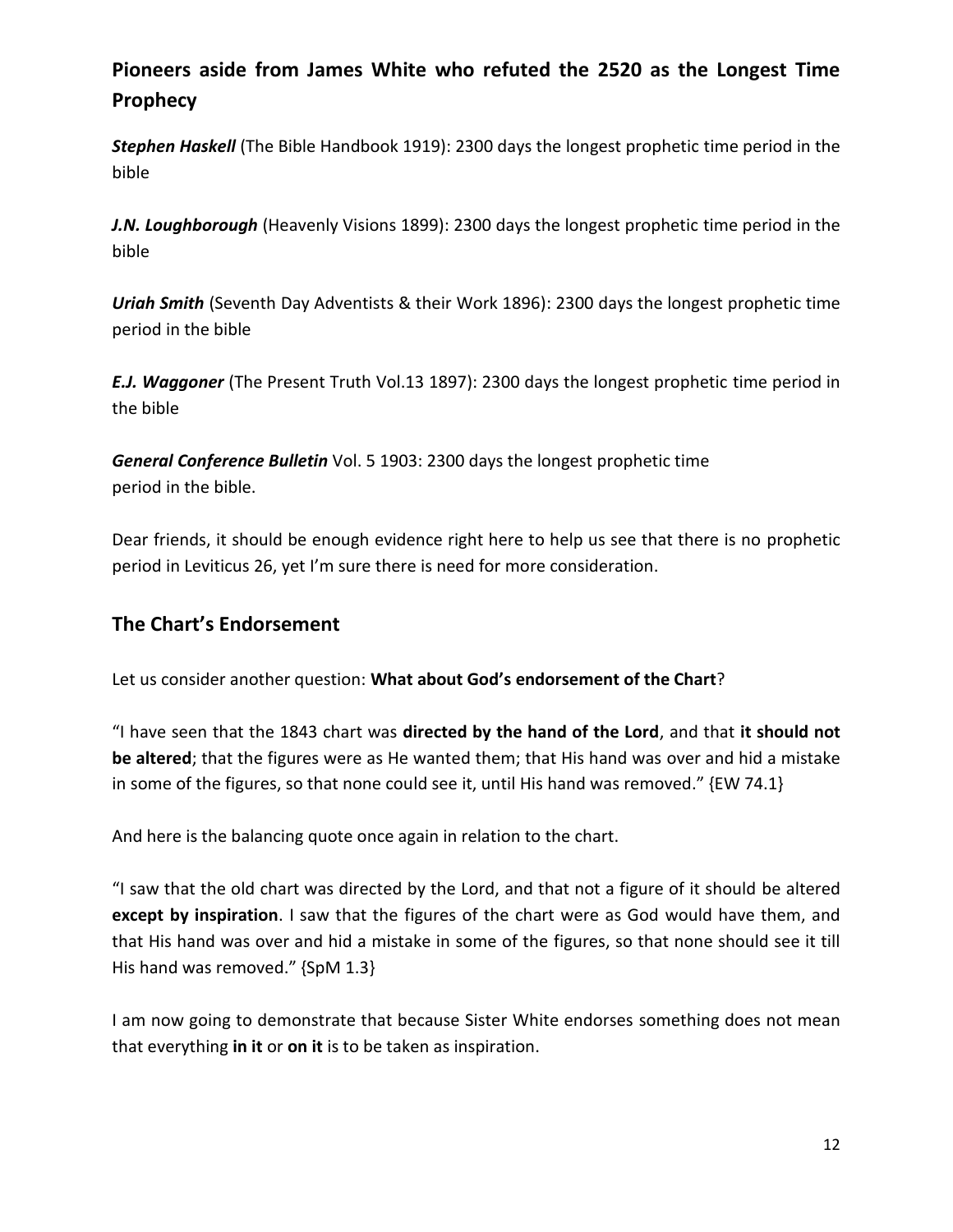## Pioneers aside from James White who refuted the 2520 as the Longest Time Prophecy

***Stephen Haskell*** (The Bible Handbook 1919): 2300 days the longest prophetic time period in the bible

***J.N. Loughborough*** (Heavenly Visions 1899): 2300 days the longest prophetic time period in the bible

***Uriah Smith*** (Seventh Day Adventists & their Work 1896): 2300 days the longest prophetic time period in the bible

***E.J. Waggoner*** (The Present Truth Vol.13 1897): 2300 days the longest prophetic time period in the bible

***General Conference Bulletin*** Vol. 5 1903: 2300 days the longest prophetic time period in the bible.

Dear friends, it should be enough evidence right here to help us see that there is no prophetic period in Leviticus 26, yet I'm sure there is need for more consideration.

## The Chart's Endorsement

Let us consider another question: **What about God's endorsement of the Chart**?

"I have seen that the 1843 chart was **directed by the hand of the Lord**, and that **it should not be altered**; that the figures were as He wanted them; that His hand was over and hid a mistake in some of the figures, so that none could see it, until His hand was removed." {EW 74.1}

And here is the balancing quote once again in relation to the chart.

"I saw that the old chart was directed by the Lord, and that not a figure of it should be altered **except by inspiration**. I saw that the figures of the chart were as God would have them, and that His hand was over and hid a mistake in some of the figures, so that none should see it till His hand was removed." {SpM 1.3}

I am now going to demonstrate that because Sister White endorses something does not mean that everything **in it** or **on it** is to be taken as inspiration.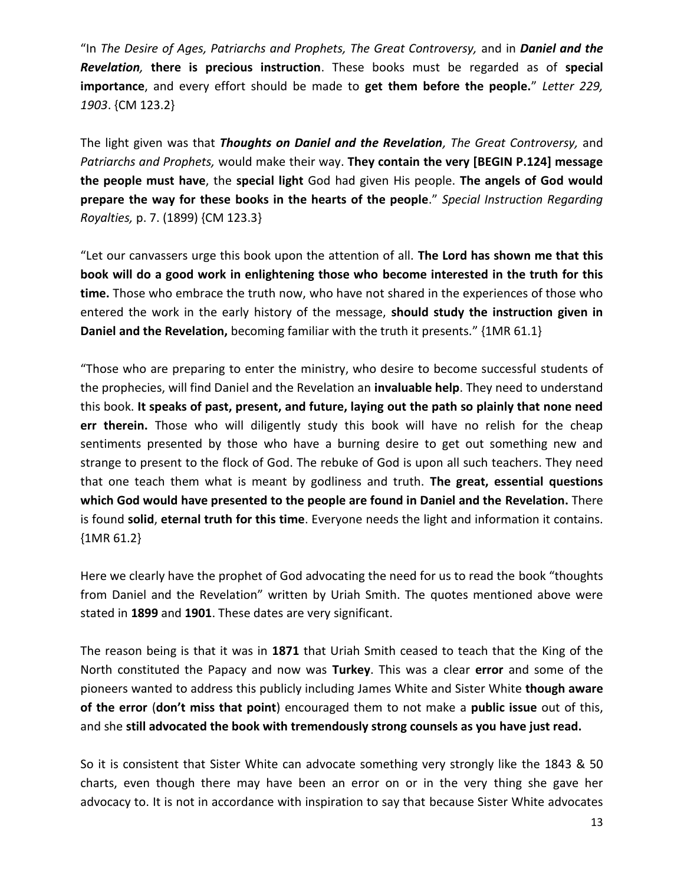"In *The Desire of Ages, Patriarchs and Prophets, The Great Controversy,* and in ***Daniel and the Revelation,*** **there is precious instruction**. These books must be regarded as of **special importance**, and every effort should be made to **get them before the people.**" *Letter 229, 1903*. {CM 123.2}

The light given was that ***Thoughts on Daniel and the Revelation****, The Great Controversy,* and *Patriarchs and Prophets,* would make their way. **They contain the very [BEGIN P.124] message the people must have**, the **special light** God had given His people. **The angels of God would prepare the way for these books in the hearts of the people**." *Special Instruction Regarding Royalties,* p. 7. (1899) {CM 123.3}

"Let our canvassers urge this book upon the attention of all. **The Lord has shown me that this book will do a good work in enlightening those who become interested in the truth for this time.** Those who embrace the truth now, who have not shared in the experiences of those who entered the work in the early history of the message, **should study the instruction given in Daniel and the Revelation,** becoming familiar with the truth it presents." {1MR 61.1}

"Those who are preparing to enter the ministry, who desire to become successful students of the prophecies, will find Daniel and the Revelation an **invaluable help**. They need to understand this book. **It speaks of past, present, and future, laying out the path so plainly that none need err therein.** Those who will diligently study this book will have no relish for the cheap sentiments presented by those who have a burning desire to get out something new and strange to present to the flock of God. The rebuke of God is upon all such teachers. They need that one teach them what is meant by godliness and truth. **The great, essential questions which God would have presented to the people are found in Daniel and the Revelation.** There is found **solid**, **eternal truth for this time**. Everyone needs the light and information it contains. {1MR 61.2}

Here we clearly have the prophet of God advocating the need for us to read the book "thoughts from Daniel and the Revelation" written by Uriah Smith. The quotes mentioned above were stated in **1899** and **1901**. These dates are very significant.

The reason being is that it was in **1871** that Uriah Smith ceased to teach that the King of the North constituted the Papacy and now was **Turkey**. This was a clear **error** and some of the pioneers wanted to address this publicly including James White and Sister White **though aware of the error** (**don't miss that point**) encouraged them to not make a **public issue** out of this, and she **still advocated the book with tremendously strong counsels as you have just read.**

So it is consistent that Sister White can advocate something very strongly like the 1843 & 50 charts, even though there may have been an error on or in the very thing she gave her advocacy to. It is not in accordance with inspiration to say that because Sister White advocates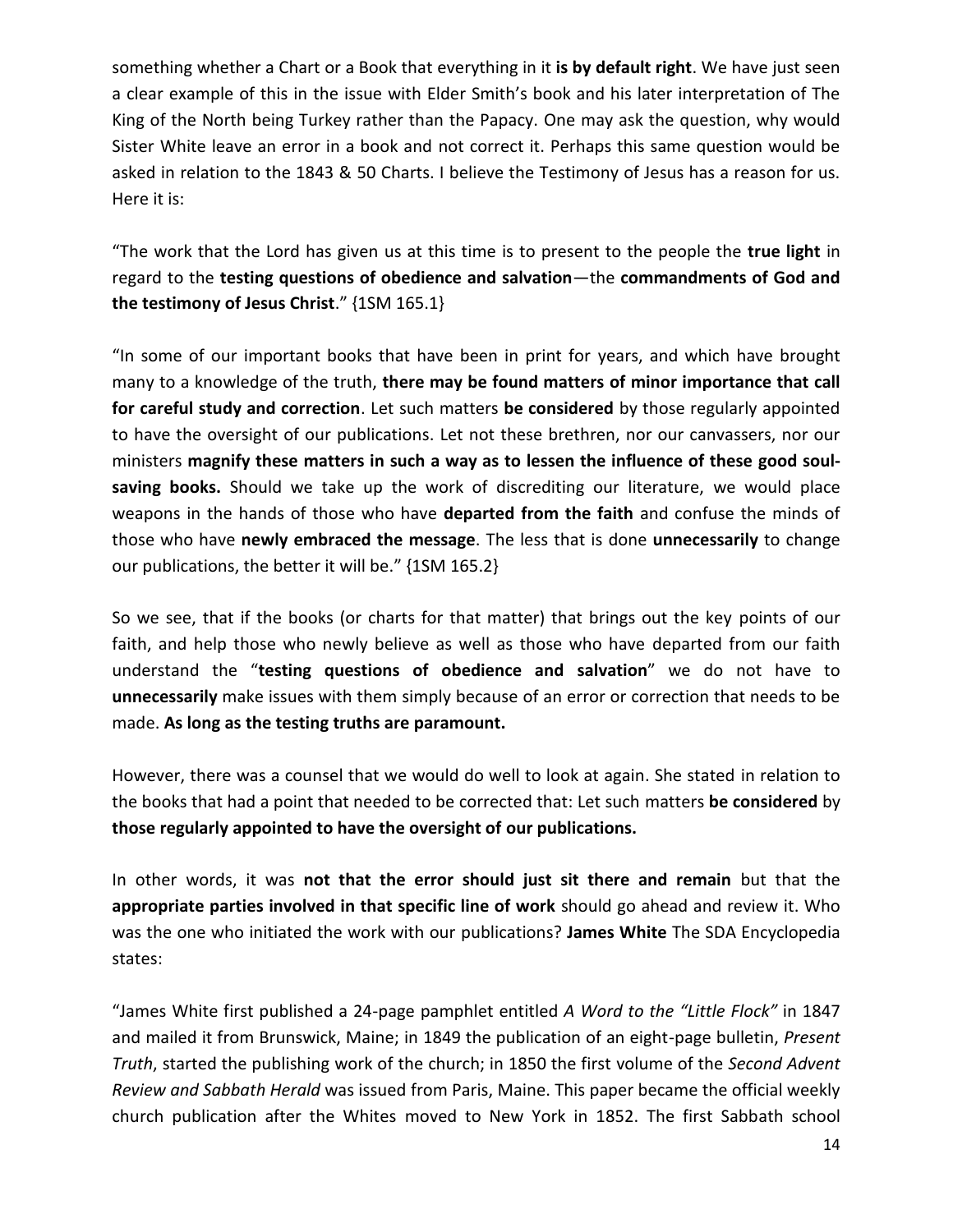something whether a Chart or a Book that everything in it **is by default right**. We have just seen a clear example of this in the issue with Elder Smith's book and his later interpretation of The King of the North being Turkey rather than the Papacy. One may ask the question, why would Sister White leave an error in a book and not correct it. Perhaps this same question would be asked in relation to the 1843 & 50 Charts. I believe the Testimony of Jesus has a reason for us. Here it is:

"The work that the Lord has given us at this time is to present to the people the **true light** in regard to the **testing questions of obedience and salvation**—the **commandments of God and the testimony of Jesus Christ**." {1SM 165.1}

"In some of our important books that have been in print for years, and which have brought many to a knowledge of the truth, **there may be found matters of minor importance that call for careful study and correction**. Let such matters **be considered** by those regularly appointed to have the oversight of our publications. Let not these brethren, nor our canvassers, nor our ministers **magnify these matters in such a way as to lessen the influence of these good soul-saving books.** Should we take up the work of discrediting our literature, we would place weapons in the hands of those who have **departed from the faith** and confuse the minds of those who have **newly embraced the message**. The less that is done **unnecessarily** to change our publications, the better it will be." {1SM 165.2}

So we see, that if the books (or charts for that matter) that brings out the key points of our faith, and help those who newly believe as well as those who have departed from our faith understand the "**testing questions of obedience and salvation**" we do not have to **unnecessarily** make issues with them simply because of an error or correction that needs to be made. **As long as the testing truths are paramount.**

However, there was a counsel that we would do well to look at again. She stated in relation to the books that had a point that needed to be corrected that: Let such matters **be considered** by **those regularly appointed to have the oversight of our publications.**

In other words, it was **not that the error should just sit there and remain** but that the **appropriate parties involved in that specific line of work** should go ahead and review it. Who was the one who initiated the work with our publications? **James White** The SDA Encyclopedia states:

"James White first published a 24-page pamphlet entitled *A Word to the "Little Flock"* in 1847 and mailed it from Brunswick, Maine; in 1849 the publication of an eight-page bulletin, *Present Truth*, started the publishing work of the church; in 1850 the first volume of the *Second Advent Review and Sabbath Herald* was issued from Paris, Maine. This paper became the official weekly church publication after the Whites moved to New York in 1852. The first Sabbath school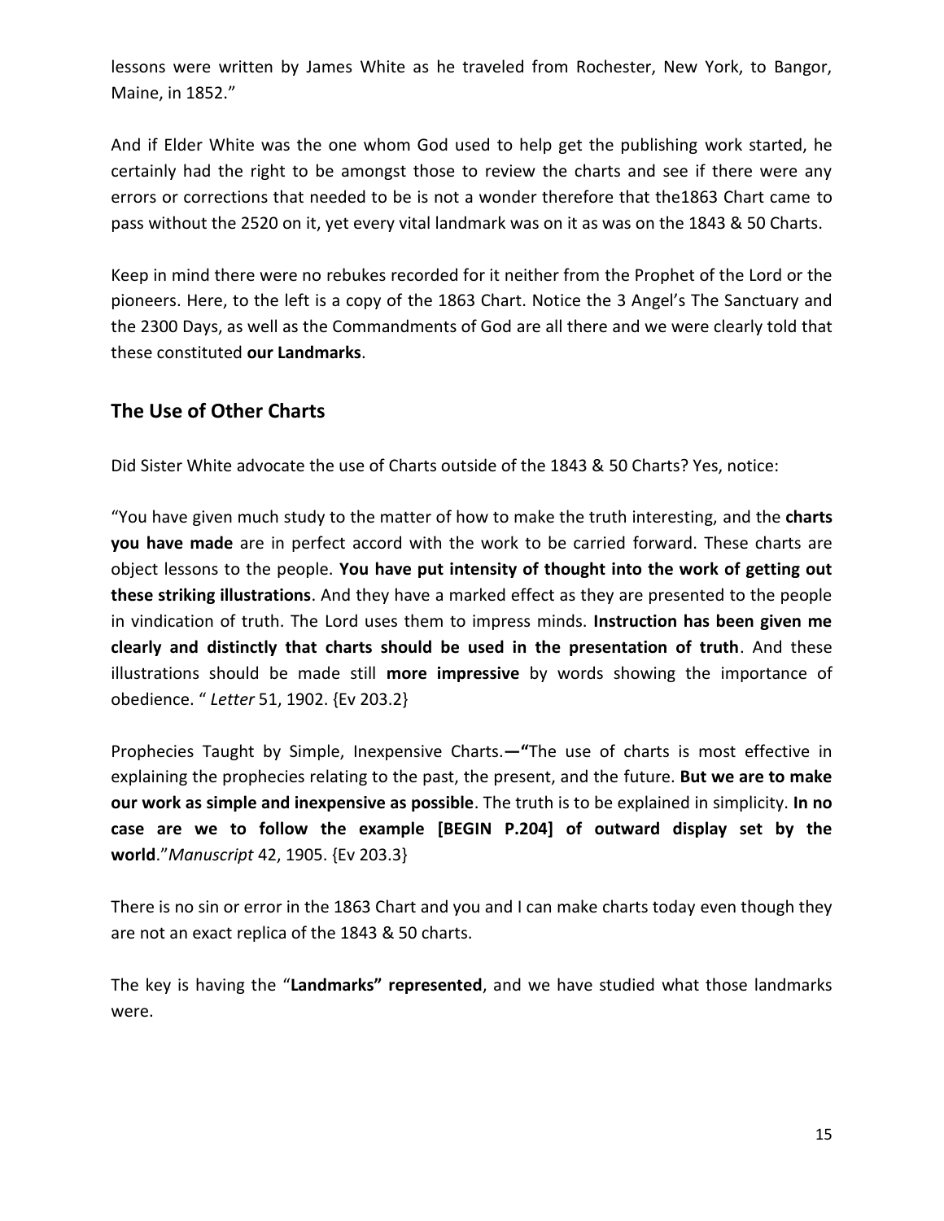lessons were written by James White as he traveled from Rochester, New York, to Bangor, Maine, in 1852."

And if Elder White was the one whom God used to help get the publishing work started, he certainly had the right to be amongst those to review the charts and see if there were any errors or corrections that needed to be is not a wonder therefore that the1863 Chart came to pass without the 2520 on it, yet every vital landmark was on it as was on the 1843 & 50 Charts.

Keep in mind there were no rebukes recorded for it neither from the Prophet of the Lord or the pioneers. Here, to the left is a copy of the 1863 Chart. Notice the 3 Angel's The Sanctuary and the 2300 Days, as well as the Commandments of God are all there and we were clearly told that these constituted **our Landmarks**.

## The Use of Other Charts

Did Sister White advocate the use of Charts outside of the 1843 & 50 Charts? Yes, notice:

"You have given much study to the matter of how to make the truth interesting, and the **charts you have made** are in perfect accord with the work to be carried forward. These charts are object lessons to the people. **You have put intensity of thought into the work of getting out these striking illustrations**. And they have a marked effect as they are presented to the people in vindication of truth. The Lord uses them to impress minds. **Instruction has been given me clearly and distinctly that charts should be used in the presentation of truth**. And these illustrations should be made still **more impressive** by words showing the importance of obedience. " *Letter* 51, 1902. {Ev 203.2}

Prophecies Taught by Simple, Inexpensive Charts.**—"**The use of charts is most effective in explaining the prophecies relating to the past, the present, and the future. **But we are to make our work as simple and inexpensive as possible**. The truth is to be explained in simplicity. **In no case are we to follow the example [BEGIN P.204] of outward display set by the world**."*Manuscript* 42, 1905. {Ev 203.3}

There is no sin or error in the 1863 Chart and you and I can make charts today even though they are not an exact replica of the 1843 & 50 charts.

The key is having the "**Landmarks" represented**, and we have studied what those landmarks were.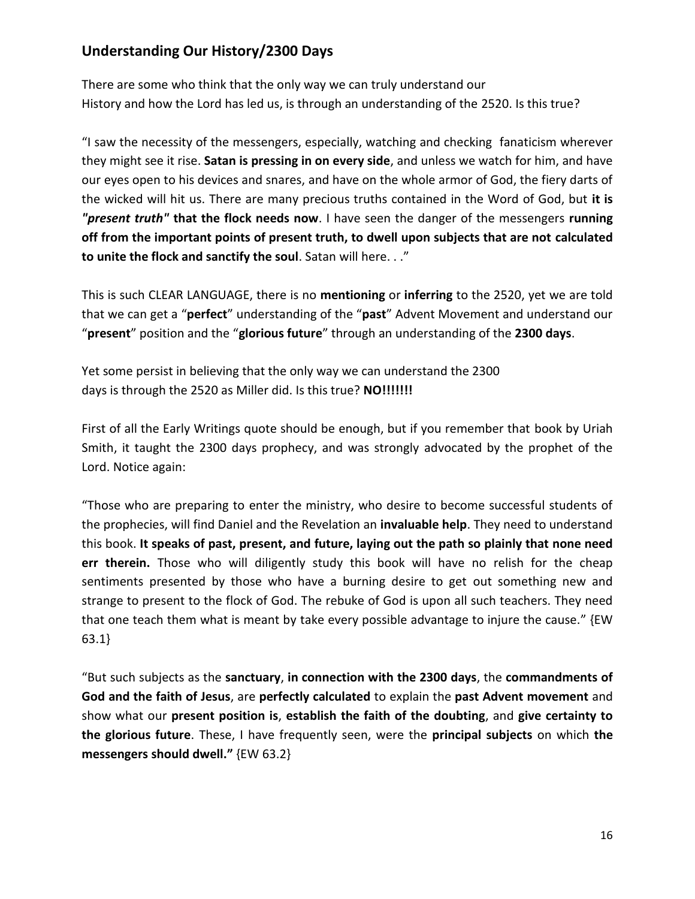## Understanding Our History/2300 Days

There are some who think that the only way we can truly understand our History and how the Lord has led us, is through an understanding of the 2520. Is this true?

"I saw the necessity of the messengers, especially, watching and checking fanaticism wherever they might see it rise. **Satan is pressing in on every side**, and unless we watch for him, and have our eyes open to his devices and snares, and have on the whole armor of God, the fiery darts of the wicked will hit us. There are many precious truths contained in the Word of God, but **it is *"present truth"* that the flock needs now**. I have seen the danger of the messengers **running off from the important points of present truth, to dwell upon subjects that are not calculated to unite the flock and sanctify the soul**. Satan will here. . ."

This is such CLEAR LANGUAGE, there is no **mentioning** or **inferring** to the 2520, yet we are told that we can get a "**perfect**" understanding of the "**past**" Advent Movement and understand our "**present**" position and the "**glorious future**" through an understanding of the **2300 days**.

Yet some persist in believing that the only way we can understand the 2300 days is through the 2520 as Miller did. Is this true? **NO!!!!!!!**

First of all the Early Writings quote should be enough, but if you remember that book by Uriah Smith, it taught the 2300 days prophecy, and was strongly advocated by the prophet of the Lord. Notice again:

"Those who are preparing to enter the ministry, who desire to become successful students of the prophecies, will find Daniel and the Revelation an **invaluable help**. They need to understand this book. **It speaks of past, present, and future, laying out the path so plainly that none need err therein.** Those who will diligently study this book will have no relish for the cheap sentiments presented by those who have a burning desire to get out something new and strange to present to the flock of God. The rebuke of God is upon all such teachers. They need that one teach them what is meant by take every possible advantage to injure the cause." {EW 63.1}

"But such subjects as the **sanctuary**, **in connection with the 2300 days**, the **commandments of God and the faith of Jesus**, are **perfectly calculated** to explain the **past Advent movement** and show what our **present position is**, **establish the faith of the doubting**, and **give certainty to the glorious future**. These, I have frequently seen, were the **principal subjects** on which **the messengers should dwell."** {EW 63.2}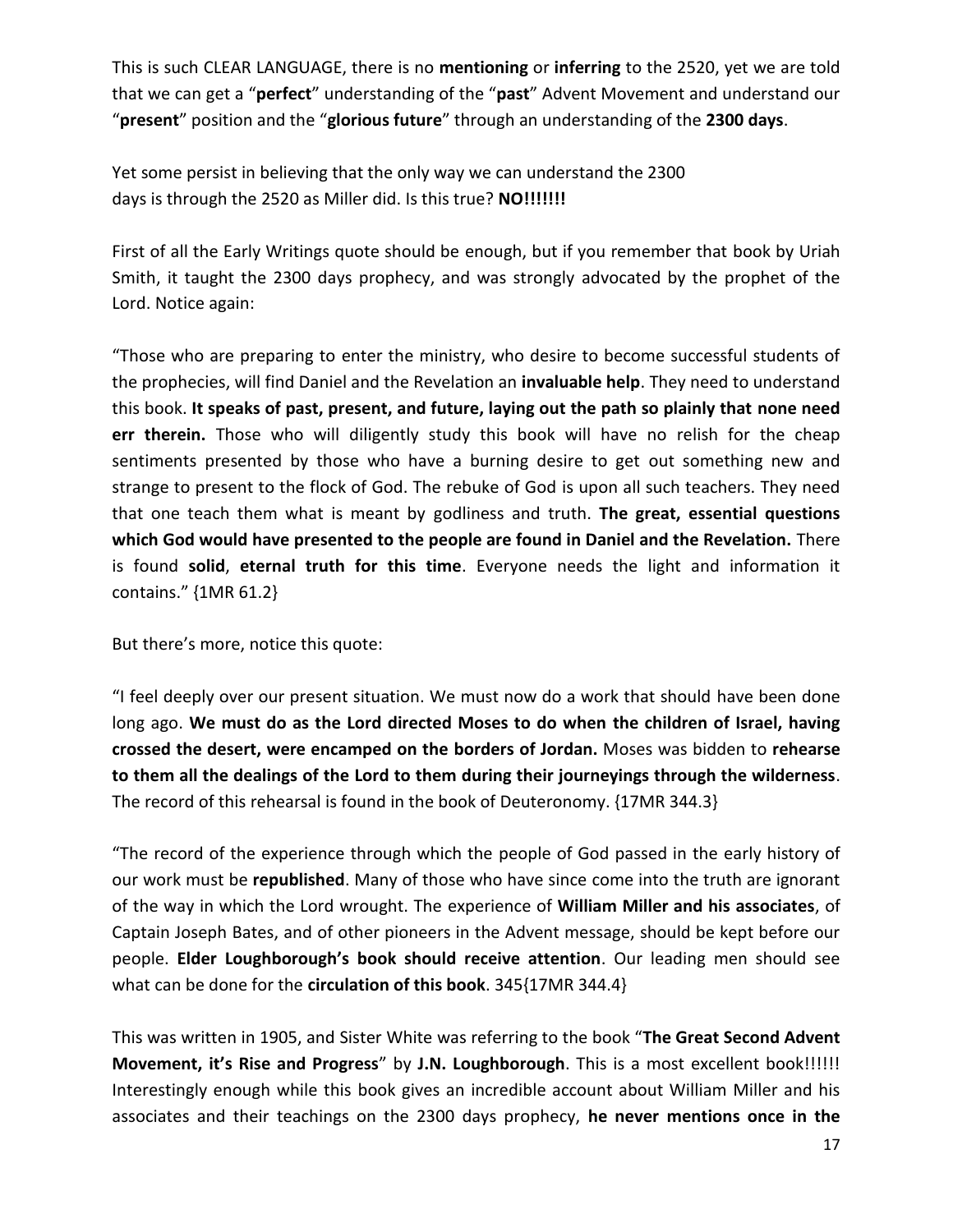This is such CLEAR LANGUAGE, there is no **mentioning** or **inferring** to the 2520, yet we are told that we can get a "**perfect**" understanding of the "**past**" Advent Movement and understand our "**present**" position and the "**glorious future**" through an understanding of the **2300 days**.

Yet some persist in believing that the only way we can understand the 2300 days is through the 2520 as Miller did. Is this true? **NO!!!!!!!**

First of all the Early Writings quote should be enough, but if you remember that book by Uriah Smith, it taught the 2300 days prophecy, and was strongly advocated by the prophet of the Lord. Notice again:

"Those who are preparing to enter the ministry, who desire to become successful students of the prophecies, will find Daniel and the Revelation an **invaluable help**. They need to understand this book. **It speaks of past, present, and future, laying out the path so plainly that none need err therein.** Those who will diligently study this book will have no relish for the cheap sentiments presented by those who have a burning desire to get out something new and strange to present to the flock of God. The rebuke of God is upon all such teachers. They need that one teach them what is meant by godliness and truth. **The great, essential questions which God would have presented to the people are found in Daniel and the Revelation.** There is found **solid**, **eternal truth for this time**. Everyone needs the light and information it contains." {1MR 61.2}

But there's more, notice this quote:

"I feel deeply over our present situation. We must now do a work that should have been done long ago. **We must do as the Lord directed Moses to do when the children of Israel, having crossed the desert, were encamped on the borders of Jordan.** Moses was bidden to **rehearse to them all the dealings of the Lord to them during their journeyings through the wilderness**. The record of this rehearsal is found in the book of Deuteronomy. {17MR 344.3}

"The record of the experience through which the people of God passed in the early history of our work must be **republished**. Many of those who have since come into the truth are ignorant of the way in which the Lord wrought. The experience of **William Miller and his associates**, of Captain Joseph Bates, and of other pioneers in the Advent message, should be kept before our people. **Elder Loughborough's book should receive attention**. Our leading men should see what can be done for the **circulation of this book**. 345{17MR 344.4}

This was written in 1905, and Sister White was referring to the book "**The Great Second Advent Movement, it's Rise and Progress**" by **J.N. Loughborough**. This is a most excellent book!!!!!! Interestingly enough while this book gives an incredible account about William Miller and his associates and their teachings on the 2300 days prophecy, **he never mentions once in the**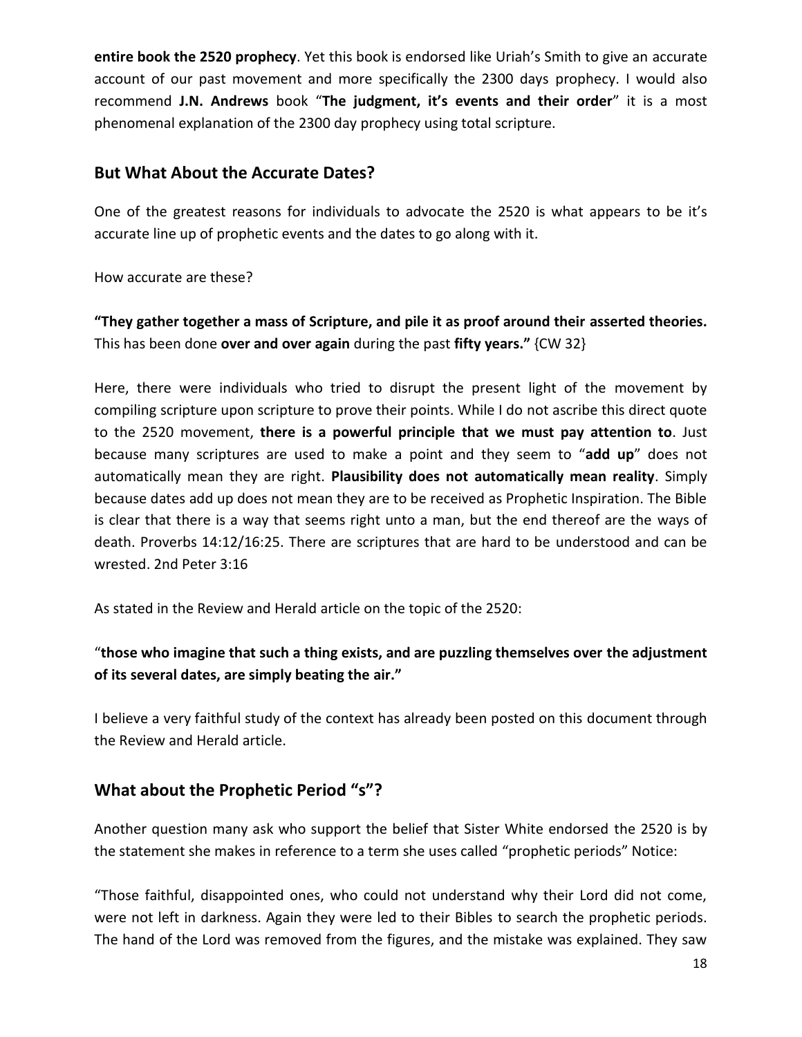**entire book the 2520 prophecy**. Yet this book is endorsed like Uriah's Smith to give an accurate account of our past movement and more specifically the 2300 days prophecy. I would also recommend **J.N. Andrews** book "**The judgment, it's events and their order**" it is a most phenomenal explanation of the 2300 day prophecy using total scripture.

## But What About the Accurate Dates?

One of the greatest reasons for individuals to advocate the 2520 is what appears to be it's accurate line up of prophetic events and the dates to go along with it.

How accurate are these?

**"They gather together a mass of Scripture, and pile it as proof around their asserted theories.** This has been done **over and over again** during the past **fifty years."** {CW 32}

Here, there were individuals who tried to disrupt the present light of the movement by compiling scripture upon scripture to prove their points. While I do not ascribe this direct quote to the 2520 movement, **there is a powerful principle that we must pay attention to**. Just because many scriptures are used to make a point and they seem to "**add up**" does not automatically mean they are right. **Plausibility does not automatically mean reality**. Simply because dates add up does not mean they are to be received as Prophetic Inspiration. The Bible is clear that there is a way that seems right unto a man, but the end thereof are the ways of death. Proverbs 14:12/16:25. There are scriptures that are hard to be understood and can be wrested. 2nd Peter 3:16

As stated in the Review and Herald article on the topic of the 2520:

"**those who imagine that such a thing exists, and are puzzling themselves over the adjustment of its several dates, are simply beating the air."**

I believe a very faithful study of the context has already been posted on this document through the Review and Herald article.

## What about the Prophetic Period "s"?

Another question many ask who support the belief that Sister White endorsed the 2520 is by the statement she makes in reference to a term she uses called "prophetic periods" Notice:

"Those faithful, disappointed ones, who could not understand why their Lord did not come, were not left in darkness. Again they were led to their Bibles to search the prophetic periods. The hand of the Lord was removed from the figures, and the mistake was explained. They saw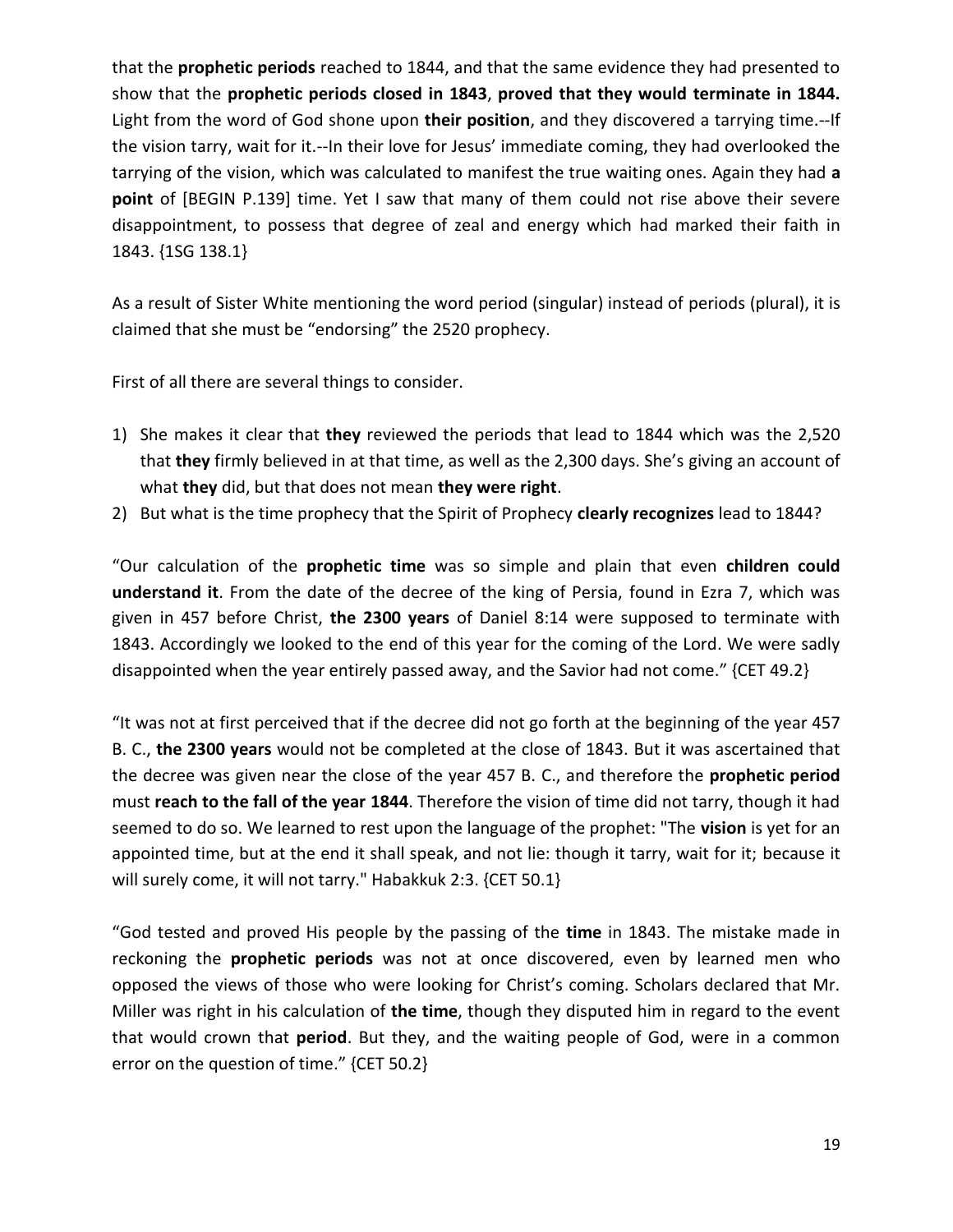that the **prophetic periods** reached to 1844, and that the same evidence they had presented to show that the **prophetic periods closed in 1843**, **proved that they would terminate in 1844.** Light from the word of God shone upon **their position**, and they discovered a tarrying time.--If the vision tarry, wait for it.--In their love for Jesus' immediate coming, they had overlooked the tarrying of the vision, which was calculated to manifest the true waiting ones. Again they had **a point** of [BEGIN P.139] time. Yet I saw that many of them could not rise above their severe disappointment, to possess that degree of zeal and energy which had marked their faith in 1843. {1SG 138.1}

As a result of Sister White mentioning the word period (singular) instead of periods (plural), it is claimed that she must be "endorsing" the 2520 prophecy.

First of all there are several things to consider.

1) She makes it clear that **they** reviewed the periods that lead to 1844 which was the 2,520 that **they** firmly believed in at that time, as well as the 2,300 days. She's giving an account of what **they** did, but that does not mean **they were right**.
2) But what is the time prophecy that the Spirit of Prophecy **clearly recognizes** lead to 1844?

"Our calculation of the **prophetic time** was so simple and plain that even **children could understand it**. From the date of the decree of the king of Persia, found in Ezra 7, which was given in 457 before Christ, **the 2300 years** of Daniel 8:14 were supposed to terminate with 1843. Accordingly we looked to the end of this year for the coming of the Lord. We were sadly disappointed when the year entirely passed away, and the Savior had not come." {CET 49.2}

"It was not at first perceived that if the decree did not go forth at the beginning of the year 457 B. C., **the 2300 years** would not be completed at the close of 1843. But it was ascertained that the decree was given near the close of the year 457 B. C., and therefore the **prophetic period** must **reach to the fall of the year 1844**. Therefore the vision of time did not tarry, though it had seemed to do so. We learned to rest upon the language of the prophet: "The **vision** is yet for an appointed time, but at the end it shall speak, and not lie: though it tarry, wait for it; because it will surely come, it will not tarry." Habakkuk 2:3. {CET 50.1}

"God tested and proved His people by the passing of the **time** in 1843. The mistake made in reckoning the **prophetic periods** was not at once discovered, even by learned men who opposed the views of those who were looking for Christ's coming. Scholars declared that Mr. Miller was right in his calculation of **the time**, though they disputed him in regard to the event that would crown that **period**. But they, and the waiting people of God, were in a common error on the question of time." {CET 50.2}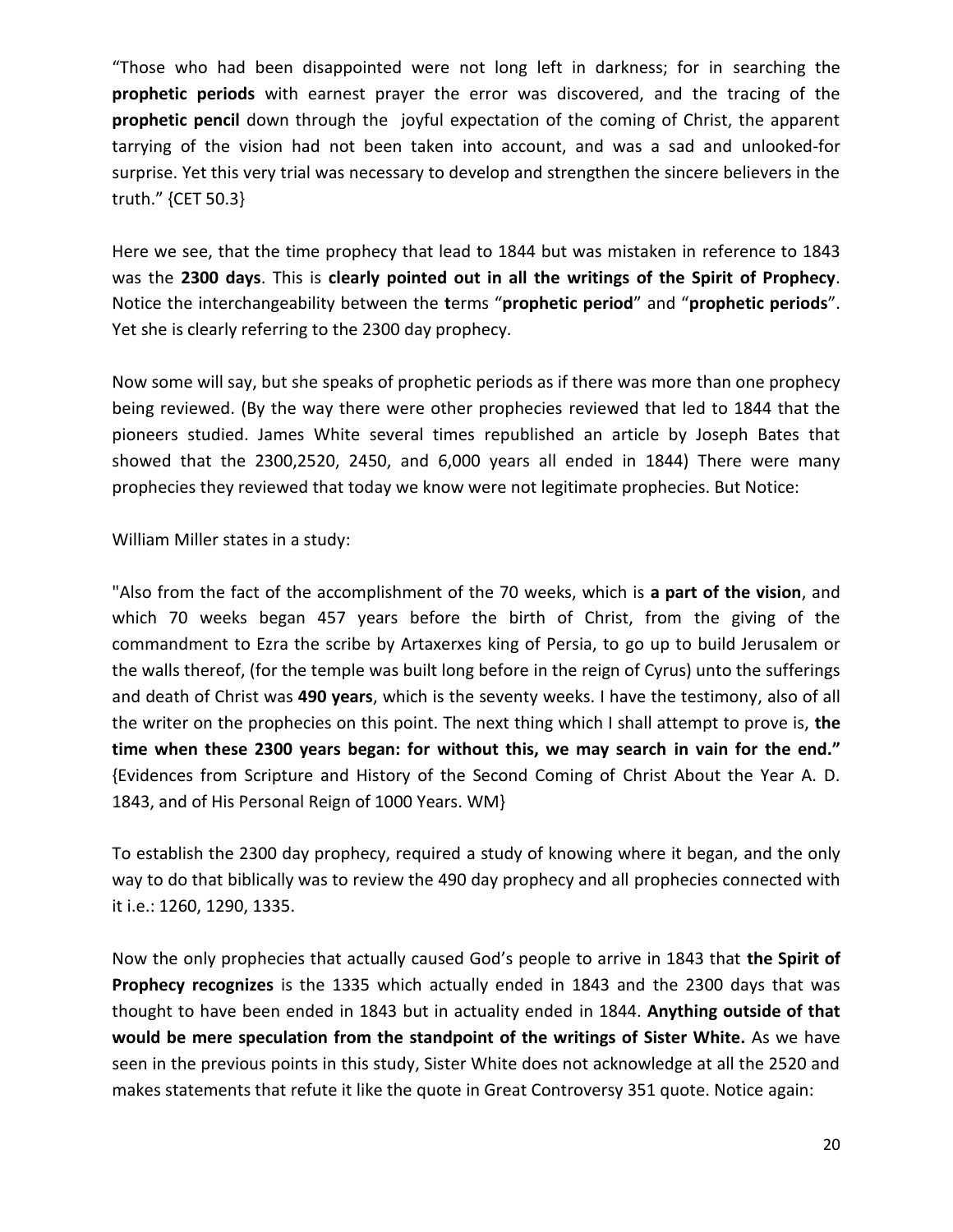"Those who had been disappointed were not long left in darkness; for in searching the **prophetic periods** with earnest prayer the error was discovered, and the tracing of the **prophetic pencil** down through the joyful expectation of the coming of Christ, the apparent tarrying of the vision had not been taken into account, and was a sad and unlooked-for surprise. Yet this very trial was necessary to develop and strengthen the sincere believers in the truth." {CET 50.3}

Here we see, that the time prophecy that lead to 1844 but was mistaken in reference to 1843 was the **2300 days**. This is **clearly pointed out in all the writings of the Spirit of Prophecy**. Notice the interchangeability between the **t**erms "**prophetic period**" and "**prophetic periods**". Yet she is clearly referring to the 2300 day prophecy.

Now some will say, but she speaks of prophetic periods as if there was more than one prophecy being reviewed. (By the way there were other prophecies reviewed that led to 1844 that the pioneers studied. James White several times republished an article by Joseph Bates that showed that the 2300,2520, 2450, and 6,000 years all ended in 1844) There were many prophecies they reviewed that today we know were not legitimate prophecies. But Notice:

William Miller states in a study:

"Also from the fact of the accomplishment of the 70 weeks, which is **a part of the vision**, and which 70 weeks began 457 years before the birth of Christ, from the giving of the commandment to Ezra the scribe by Artaxerxes king of Persia, to go up to build Jerusalem or the walls thereof, (for the temple was built long before in the reign of Cyrus) unto the sufferings and death of Christ was **490 years**, which is the seventy weeks. I have the testimony, also of all the writer on the prophecies on this point. The next thing which I shall attempt to prove is, **the time when these 2300 years began: for without this, we may search in vain for the end."** {Evidences from Scripture and History of the Second Coming of Christ About the Year A. D. 1843, and of His Personal Reign of 1000 Years. WM}

To establish the 2300 day prophecy, required a study of knowing where it began, and the only way to do that biblically was to review the 490 day prophecy and all prophecies connected with it i.e.: 1260, 1290, 1335.

Now the only prophecies that actually caused God's people to arrive in 1843 that **the Spirit of Prophecy recognizes** is the 1335 which actually ended in 1843 and the 2300 days that was thought to have been ended in 1843 but in actuality ended in 1844. **Anything outside of that would be mere speculation from the standpoint of the writings of Sister White.** As we have seen in the previous points in this study, Sister White does not acknowledge at all the 2520 and makes statements that refute it like the quote in Great Controversy 351 quote. Notice again: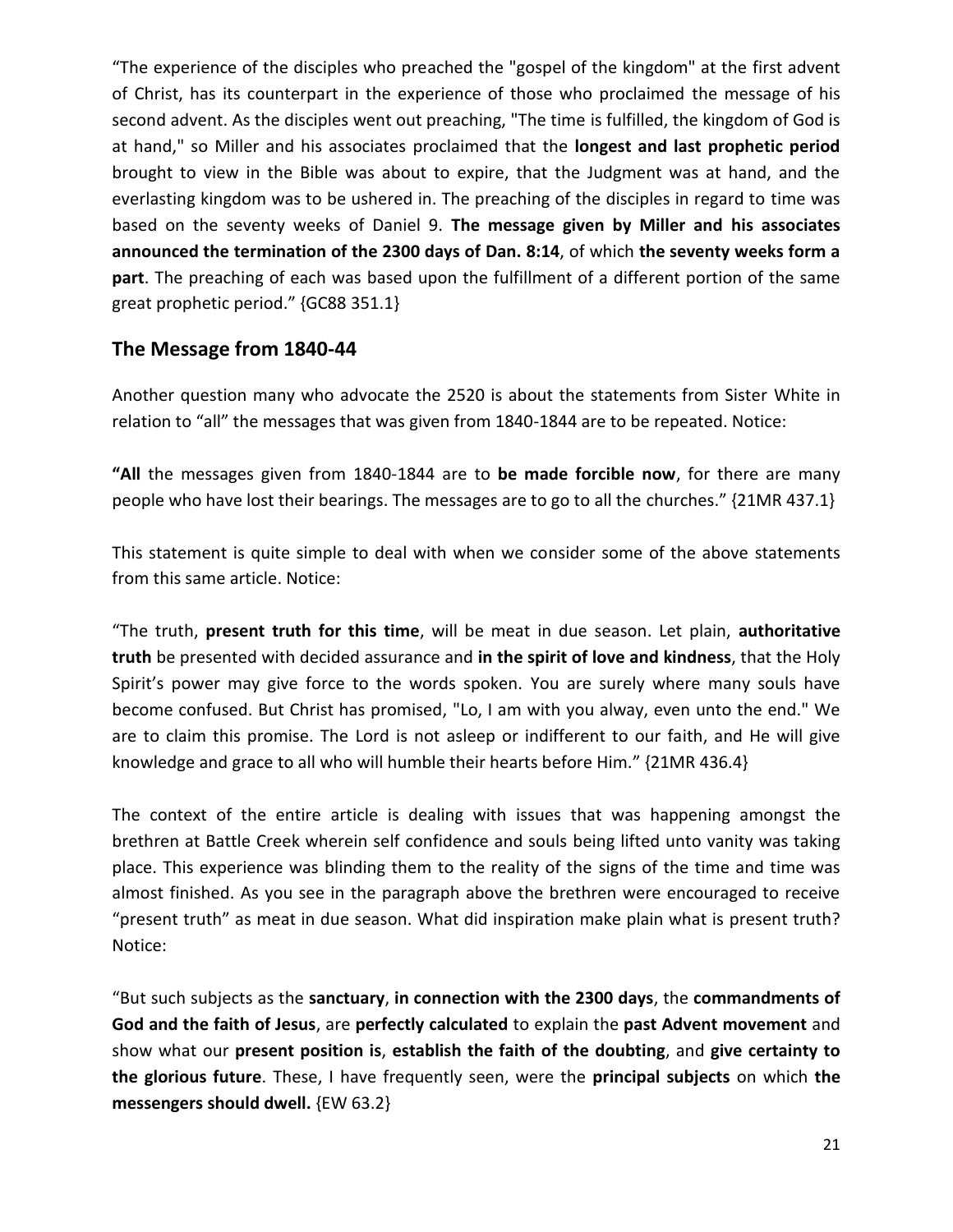"The experience of the disciples who preached the "gospel of the kingdom" at the first advent of Christ, has its counterpart in the experience of those who proclaimed the message of his second advent. As the disciples went out preaching, "The time is fulfilled, the kingdom of God is at hand," so Miller and his associates proclaimed that the **longest and last prophetic period** brought to view in the Bible was about to expire, that the Judgment was at hand, and the everlasting kingdom was to be ushered in. The preaching of the disciples in regard to time was based on the seventy weeks of Daniel 9. **The message given by Miller and his associates announced the termination of the 2300 days of Dan. 8:14**, of which **the seventy weeks form a part**. The preaching of each was based upon the fulfillment of a different portion of the same great prophetic period." {GC88 351.1}

## The Message from 1840-44

Another question many who advocate the 2520 is about the statements from Sister White in relation to "all" the messages that was given from 1840-1844 are to be repeated. Notice:

**"All** the messages given from 1840-1844 are to **be made forcible now**, for there are many people who have lost their bearings. The messages are to go to all the churches." {21MR 437.1}

This statement is quite simple to deal with when we consider some of the above statements from this same article. Notice:

"The truth, **present truth for this time**, will be meat in due season. Let plain, **authoritative truth** be presented with decided assurance and **in the spirit of love and kindness**, that the Holy Spirit's power may give force to the words spoken. You are surely where many souls have become confused. But Christ has promised, "Lo, I am with you alway, even unto the end." We are to claim this promise. The Lord is not asleep or indifferent to our faith, and He will give knowledge and grace to all who will humble their hearts before Him." {21MR 436.4}

The context of the entire article is dealing with issues that was happening amongst the brethren at Battle Creek wherein self confidence and souls being lifted unto vanity was taking place. This experience was blinding them to the reality of the signs of the time and time was almost finished. As you see in the paragraph above the brethren were encouraged to receive "present truth" as meat in due season. What did inspiration make plain what is present truth? Notice:

"But such subjects as the **sanctuary**, **in connection with the 2300 days**, the **commandments of God and the faith of Jesus**, are **perfectly calculated** to explain the **past Advent movement** and show what our **present position is**, **establish the faith of the doubting**, and **give certainty to the glorious future**. These, I have frequently seen, were the **principal subjects** on which **the messengers should dwell.** {EW 63.2}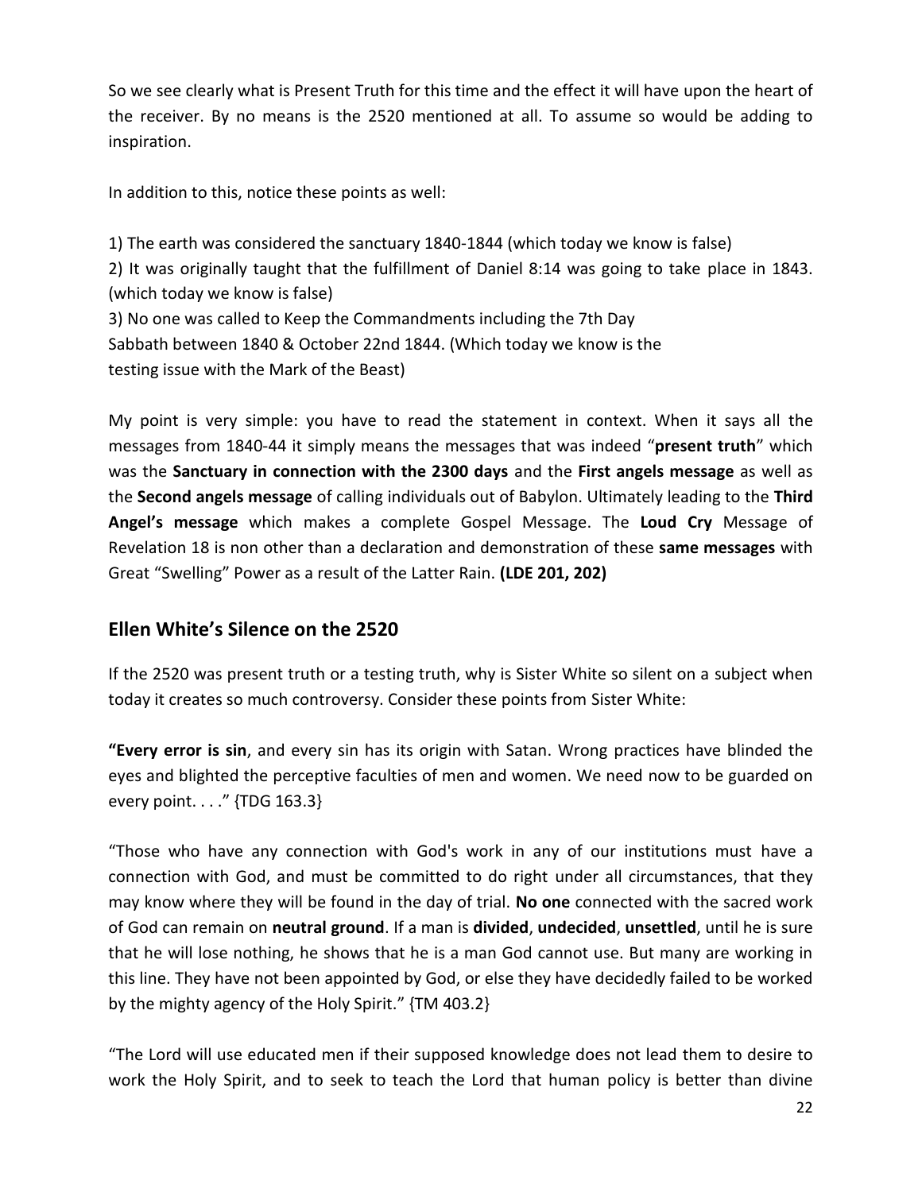So we see clearly what is Present Truth for this time and the effect it will have upon the heart of the receiver. By no means is the 2520 mentioned at all. To assume so would be adding to inspiration.

In addition to this, notice these points as well:

1) The earth was considered the sanctuary 1840-1844 (which today we know is false)
2) It was originally taught that the fulfillment of Daniel 8:14 was going to take place in 1843. (which today we know is false)
3) No one was called to Keep the Commandments including the 7th Day Sabbath between 1840 & October 22nd 1844. (Which today we know is the testing issue with the Mark of the Beast)

My point is very simple: you have to read the statement in context. When it says all the messages from 1840-44 it simply means the messages that was indeed "**present truth**" which was the **Sanctuary in connection with the 2300 days** and the **First angels message** as well as the **Second angels message** of calling individuals out of Babylon. Ultimately leading to the **Third Angel's message** which makes a complete Gospel Message. The **Loud Cry** Message of Revelation 18 is non other than a declaration and demonstration of these **same messages** with Great "Swelling" Power as a result of the Latter Rain. **(LDE 201, 202)**

## Ellen White's Silence on the 2520

If the 2520 was present truth or a testing truth, why is Sister White so silent on a subject when today it creates so much controversy. Consider these points from Sister White:

**"Every error is sin**, and every sin has its origin with Satan. Wrong practices have blinded the eyes and blighted the perceptive faculties of men and women. We need now to be guarded on every point. . . ." {TDG 163.3}

"Those who have any connection with God's work in any of our institutions must have a connection with God, and must be committed to do right under all circumstances, that they may know where they will be found in the day of trial. **No one** connected with the sacred work of God can remain on **neutral ground**. If a man is **divided**, **undecided**, **unsettled**, until he is sure that he will lose nothing, he shows that he is a man God cannot use. But many are working in this line. They have not been appointed by God, or else they have decidedly failed to be worked by the mighty agency of the Holy Spirit." {TM 403.2}

"The Lord will use educated men if their supposed knowledge does not lead them to desire to work the Holy Spirit, and to seek to teach the Lord that human policy is better than divine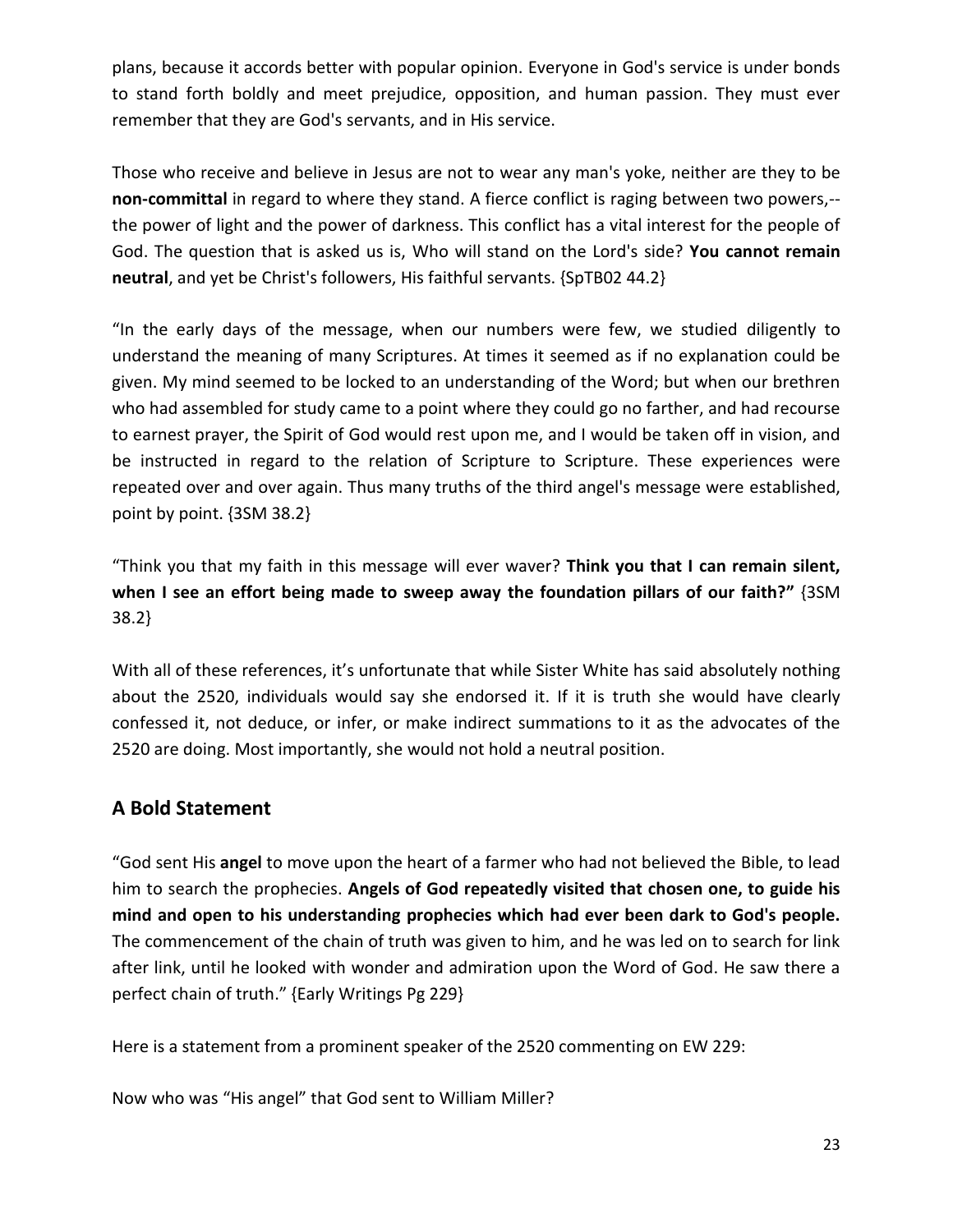plans, because it accords better with popular opinion. Everyone in God's service is under bonds to stand forth boldly and meet prejudice, opposition, and human passion. They must ever remember that they are God's servants, and in His service.

Those who receive and believe in Jesus are not to wear any man's yoke, neither are they to be **non-committal** in regard to where they stand. A fierce conflict is raging between two powers,--the power of light and the power of darkness. This conflict has a vital interest for the people of God. The question that is asked us is, Who will stand on the Lord's side? **You cannot remain neutral**, and yet be Christ's followers, His faithful servants. {SpTB02 44.2}

"In the early days of the message, when our numbers were few, we studied diligently to understand the meaning of many Scriptures. At times it seemed as if no explanation could be given. My mind seemed to be locked to an understanding of the Word; but when our brethren who had assembled for study came to a point where they could go no farther, and had recourse to earnest prayer, the Spirit of God would rest upon me, and I would be taken off in vision, and be instructed in regard to the relation of Scripture to Scripture. These experiences were repeated over and over again. Thus many truths of the third angel's message were established, point by point. {3SM 38.2}

"Think you that my faith in this message will ever waver? **Think you that I can remain silent, when I see an effort being made to sweep away the foundation pillars of our faith?"** {3SM 38.2}

With all of these references, it's unfortunate that while Sister White has said absolutely nothing about the 2520, individuals would say she endorsed it. If it is truth she would have clearly confessed it, not deduce, or infer, or make indirect summations to it as the advocates of the 2520 are doing. Most importantly, she would not hold a neutral position.

## A Bold Statement

"God sent His **angel** to move upon the heart of a farmer who had not believed the Bible, to lead him to search the prophecies. **Angels of God repeatedly visited that chosen one, to guide his mind and open to his understanding prophecies which had ever been dark to God's people.** The commencement of the chain of truth was given to him, and he was led on to search for link after link, until he looked with wonder and admiration upon the Word of God. He saw there a perfect chain of truth." {Early Writings Pg 229}

Here is a statement from a prominent speaker of the 2520 commenting on EW 229:

Now who was "His angel" that God sent to William Miller?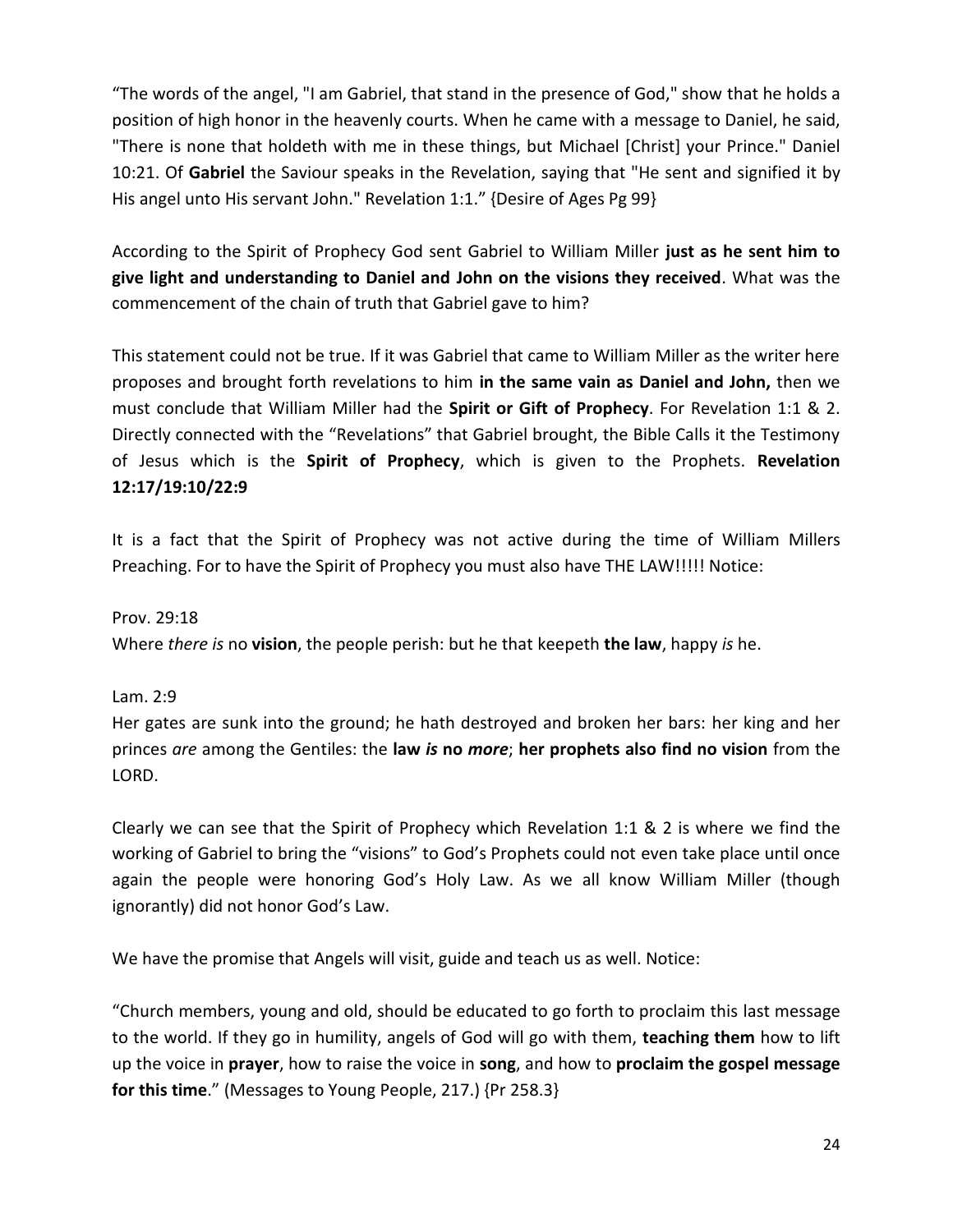"The words of the angel, "I am Gabriel, that stand in the presence of God," show that he holds a position of high honor in the heavenly courts. When he came with a message to Daniel, he said, "There is none that holdeth with me in these things, but Michael [Christ] your Prince." Daniel 10:21. Of **Gabriel** the Saviour speaks in the Revelation, saying that "He sent and signified it by His angel unto His servant John." Revelation 1:1." {Desire of Ages Pg 99}

According to the Spirit of Prophecy God sent Gabriel to William Miller **just as he sent him to give light and understanding to Daniel and John on the visions they received**. What was the commencement of the chain of truth that Gabriel gave to him?

This statement could not be true. If it was Gabriel that came to William Miller as the writer here proposes and brought forth revelations to him **in the same vain as Daniel and John,** then we must conclude that William Miller had the **Spirit or Gift of Prophecy**. For Revelation 1:1 & 2. Directly connected with the "Revelations" that Gabriel brought, the Bible Calls it the Testimony of Jesus which is the **Spirit of Prophecy**, which is given to the Prophets. **Revelation 12:17/19:10/22:9**

It is a fact that the Spirit of Prophecy was not active during the time of William Millers Preaching. For to have the Spirit of Prophecy you must also have THE LAW!!!!! Notice:

Prov. 29:18
Where *there is* no **vision**, the people perish: but he that keepeth **the law**, happy *is* he.

Lam. 2:9
Her gates are sunk into the ground; he hath destroyed and broken her bars: her king and her princes *are* among the Gentiles: the **law *is* no *more***; **her prophets also find no vision** from the LORD.

Clearly we can see that the Spirit of Prophecy which Revelation 1:1 & 2 is where we find the working of Gabriel to bring the "visions" to God's Prophets could not even take place until once again the people were honoring God's Holy Law. As we all know William Miller (though ignorantly) did not honor God's Law.

We have the promise that Angels will visit, guide and teach us as well. Notice:

"Church members, young and old, should be educated to go forth to proclaim this last message to the world. If they go in humility, angels of God will go with them, **teaching them** how to lift up the voice in **prayer**, how to raise the voice in **song**, and how to **proclaim the gospel message for this time**." (Messages to Young People, 217.) {Pr 258.3}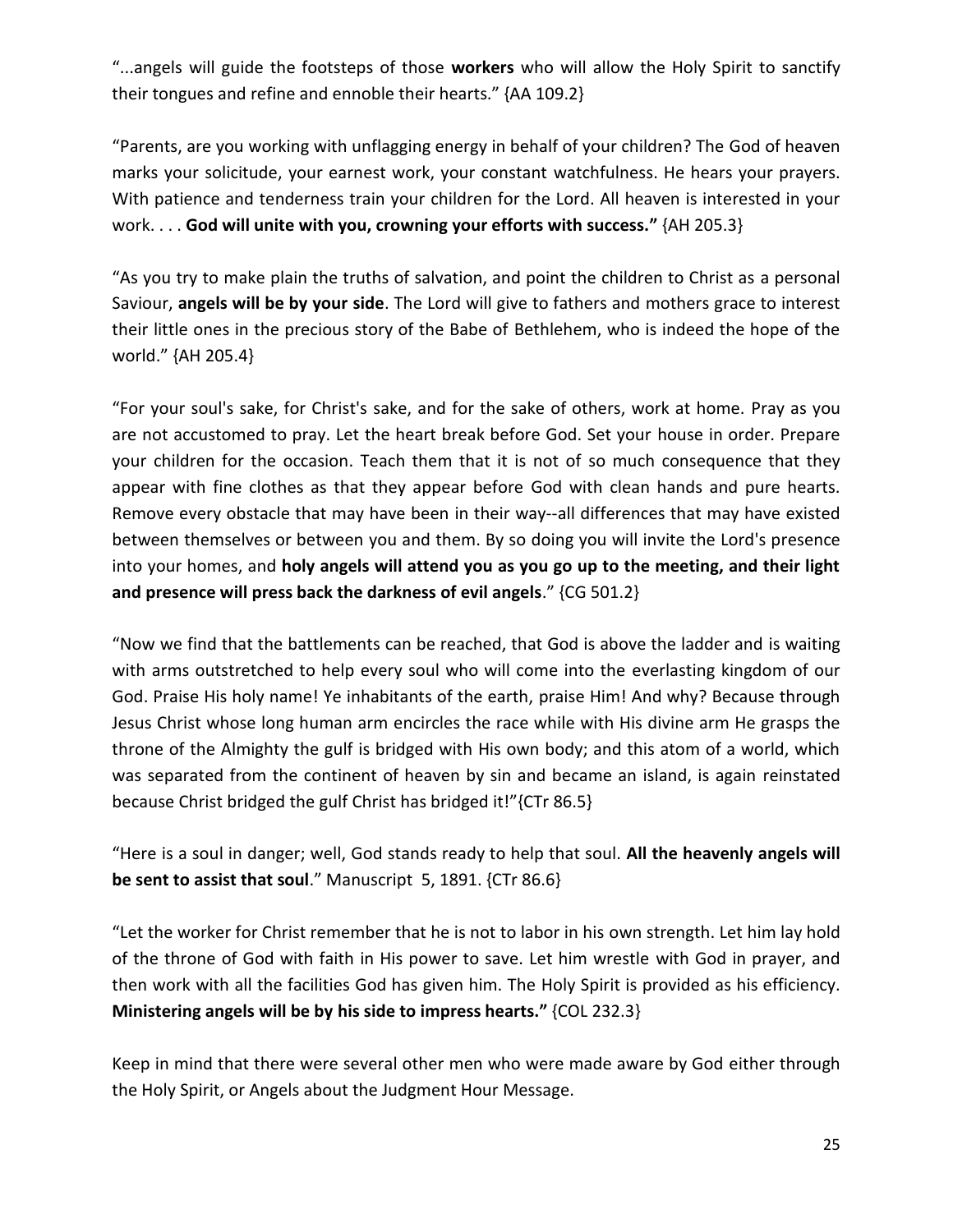"...angels will guide the footsteps of those **workers** who will allow the Holy Spirit to sanctify their tongues and refine and ennoble their hearts." {AA 109.2}

"Parents, are you working with unflagging energy in behalf of your children? The God of heaven marks your solicitude, your earnest work, your constant watchfulness. He hears your prayers. With patience and tenderness train your children for the Lord. All heaven is interested in your work. . . . **God will unite with you, crowning your efforts with success."** {AH 205.3}

"As you try to make plain the truths of salvation, and point the children to Christ as a personal Saviour, **angels will be by your side**. The Lord will give to fathers and mothers grace to interest their little ones in the precious story of the Babe of Bethlehem, who is indeed the hope of the world." {AH 205.4}

"For your soul's sake, for Christ's sake, and for the sake of others, work at home. Pray as you are not accustomed to pray. Let the heart break before God. Set your house in order. Prepare your children for the occasion. Teach them that it is not of so much consequence that they appear with fine clothes as that they appear before God with clean hands and pure hearts. Remove every obstacle that may have been in their way--all differences that may have existed between themselves or between you and them. By so doing you will invite the Lord's presence into your homes, and **holy angels will attend you as you go up to the meeting, and their light and presence will press back the darkness of evil angels**." {CG 501.2}

"Now we find that the battlements can be reached, that God is above the ladder and is waiting with arms outstretched to help every soul who will come into the everlasting kingdom of our God. Praise His holy name! Ye inhabitants of the earth, praise Him! And why? Because through Jesus Christ whose long human arm encircles the race while with His divine arm He grasps the throne of the Almighty the gulf is bridged with His own body; and this atom of a world, which was separated from the continent of heaven by sin and became an island, is again reinstated because Christ bridged the gulf Christ has bridged it!"{CTr 86.5}

"Here is a soul in danger; well, God stands ready to help that soul. **All the heavenly angels will be sent to assist that soul**." Manuscript 5, 1891. {CTr 86.6}

"Let the worker for Christ remember that he is not to labor in his own strength. Let him lay hold of the throne of God with faith in His power to save. Let him wrestle with God in prayer, and then work with all the facilities God has given him. The Holy Spirit is provided as his efficiency. **Ministering angels will be by his side to impress hearts."** {COL 232.3}

Keep in mind that there were several other men who were made aware by God either through the Holy Spirit, or Angels about the Judgment Hour Message.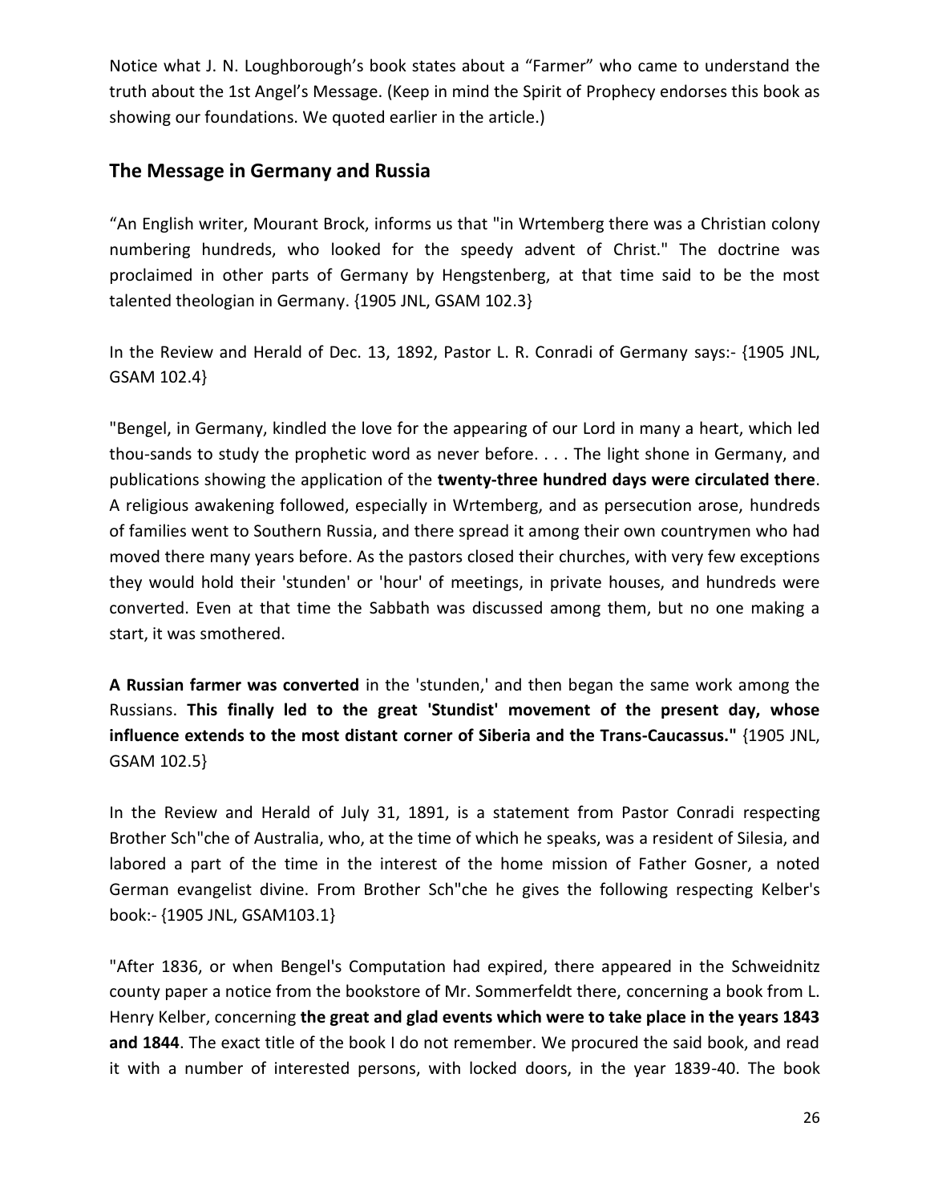Notice what J. N. Loughborough's book states about a "Farmer" who came to understand the truth about the 1st Angel's Message. (Keep in mind the Spirit of Prophecy endorses this book as showing our foundations. We quoted earlier in the article.)

## The Message in Germany and Russia

"An English writer, Mourant Brock, informs us that "in Wrtemberg there was a Christian colony numbering hundreds, who looked for the speedy advent of Christ." The doctrine was proclaimed in other parts of Germany by Hengstenberg, at that time said to be the most talented theologian in Germany. {1905 JNL, GSAM 102.3}

In the Review and Herald of Dec. 13, 1892, Pastor L. R. Conradi of Germany says:- {1905 JNL, GSAM 102.4}

"Bengel, in Germany, kindled the love for the appearing of our Lord in many a heart, which led thou-sands to study the prophetic word as never before. . . . The light shone in Germany, and publications showing the application of the **twenty-three hundred days were circulated there**. A religious awakening followed, especially in Wrtemberg, and as persecution arose, hundreds of families went to Southern Russia, and there spread it among their own countrymen who had moved there many years before. As the pastors closed their churches, with very few exceptions they would hold their 'stunden' or 'hour' of meetings, in private houses, and hundreds were converted. Even at that time the Sabbath was discussed among them, but no one making a start, it was smothered.

**A Russian farmer was converted** in the 'stunden,' and then began the same work among the Russians. **This finally led to the great 'Stundist' movement of the present day, whose influence extends to the most distant corner of Siberia and the Trans-Caucassus."** {1905 JNL, GSAM 102.5}

In the Review and Herald of July 31, 1891, is a statement from Pastor Conradi respecting Brother Sch"che of Australia, who, at the time of which he speaks, was a resident of Silesia, and labored a part of the time in the interest of the home mission of Father Gosner, a noted German evangelist divine. From Brother Sch"che he gives the following respecting Kelber's book:- {1905 JNL, GSAM103.1}

"After 1836, or when Bengel's Computation had expired, there appeared in the Schweidnitz county paper a notice from the bookstore of Mr. Sommerfeldt there, concerning a book from L. Henry Kelber, concerning **the great and glad events which were to take place in the years 1843 and 1844**. The exact title of the book I do not remember. We procured the said book, and read it with a number of interested persons, with locked doors, in the year 1839-40. The book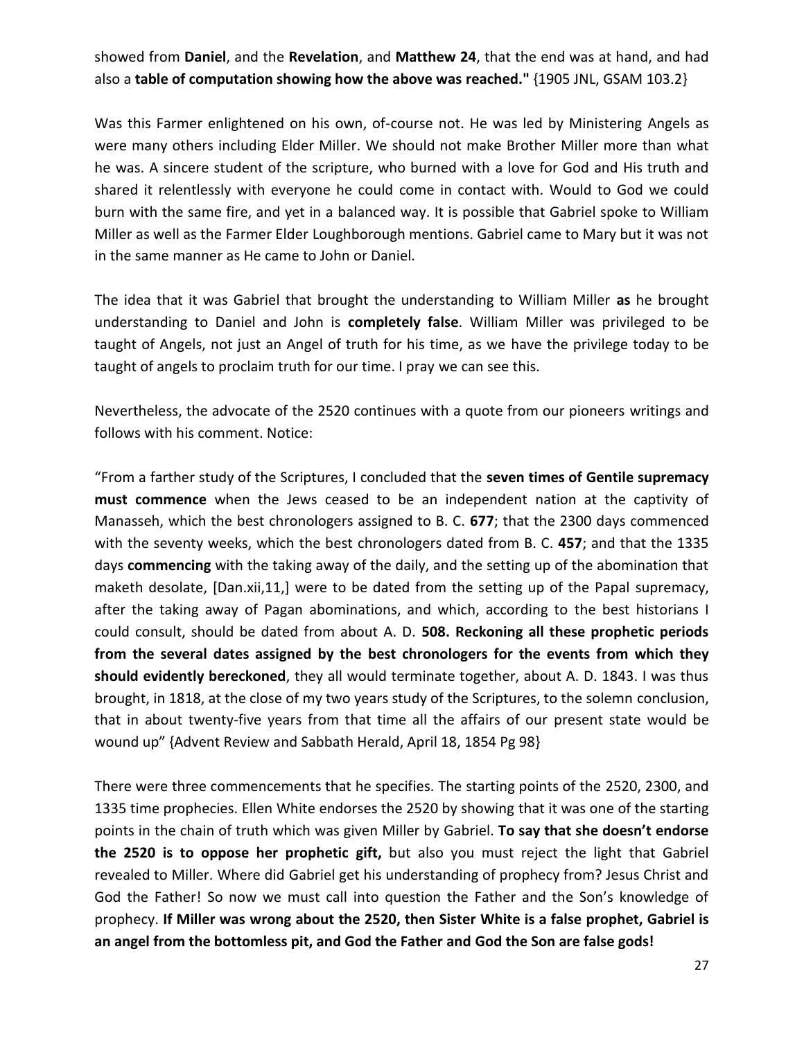showed from **Daniel**, and the **Revelation**, and **Matthew 24**, that the end was at hand, and had also a **table of computation showing how the above was reached."** {1905 JNL, GSAM 103.2}

Was this Farmer enlightened on his own, of-course not. He was led by Ministering Angels as were many others including Elder Miller. We should not make Brother Miller more than what he was. A sincere student of the scripture, who burned with a love for God and His truth and shared it relentlessly with everyone he could come in contact with. Would to God we could burn with the same fire, and yet in a balanced way. It is possible that Gabriel spoke to William Miller as well as the Farmer Elder Loughborough mentions. Gabriel came to Mary but it was not in the same manner as He came to John or Daniel.

The idea that it was Gabriel that brought the understanding to William Miller **as** he brought understanding to Daniel and John is **completely false**. William Miller was privileged to be taught of Angels, not just an Angel of truth for his time, as we have the privilege today to be taught of angels to proclaim truth for our time. I pray we can see this.

Nevertheless, the advocate of the 2520 continues with a quote from our pioneers writings and follows with his comment. Notice:

"From a farther study of the Scriptures, I concluded that the **seven times of Gentile supremacy must commence** when the Jews ceased to be an independent nation at the captivity of Manasseh, which the best chronologers assigned to B. C. **677**; that the 2300 days commenced with the seventy weeks, which the best chronologers dated from B. C. **457**; and that the 1335 days **commencing** with the taking away of the daily, and the setting up of the abomination that maketh desolate, [Dan.xii,11,] were to be dated from the setting up of the Papal supremacy, after the taking away of Pagan abominations, and which, according to the best historians I could consult, should be dated from about A. D. **508. Reckoning all these prophetic periods from the several dates assigned by the best chronologers for the events from which they should evidently bereckoned**, they all would terminate together, about A. D. 1843. I was thus brought, in 1818, at the close of my two years study of the Scriptures, to the solemn conclusion, that in about twenty-five years from that time all the affairs of our present state would be wound up" {Advent Review and Sabbath Herald, April 18, 1854 Pg 98}

There were three commencements that he specifies. The starting points of the 2520, 2300, and 1335 time prophecies. Ellen White endorses the 2520 by showing that it was one of the starting points in the chain of truth which was given Miller by Gabriel. **To say that she doesn't endorse the 2520 is to oppose her prophetic gift,** but also you must reject the light that Gabriel revealed to Miller. Where did Gabriel get his understanding of prophecy from? Jesus Christ and God the Father! So now we must call into question the Father and the Son's knowledge of prophecy. **If Miller was wrong about the 2520, then Sister White is a false prophet, Gabriel is an angel from the bottomless pit, and God the Father and God the Son are false gods!**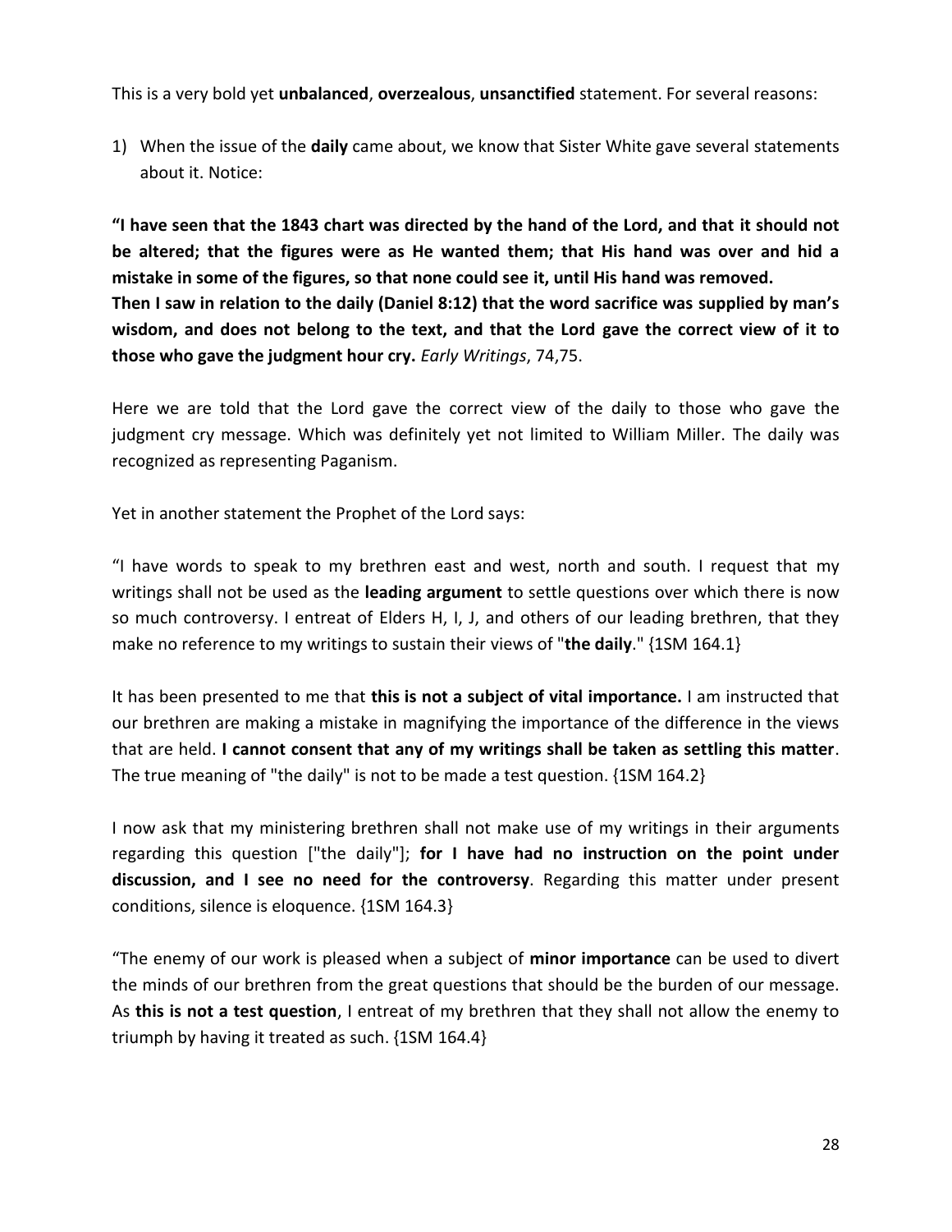This is a very bold yet **unbalanced**, **overzealous**, **unsanctified** statement. For several reasons:

1) When the issue of the **daily** came about, we know that Sister White gave several statements about it. Notice:

**"I have seen that the 1843 chart was directed by the hand of the Lord, and that it should not be altered; that the figures were as He wanted them; that His hand was over and hid a mistake in some of the figures, so that none could see it, until His hand was removed.**
**Then I saw in relation to the daily (Daniel 8:12) that the word sacrifice was supplied by man's wisdom, and does not belong to the text, and that the Lord gave the correct view of it to those who gave the judgment hour cry.** *Early Writings*, 74,75.

Here we are told that the Lord gave the correct view of the daily to those who gave the judgment cry message. Which was definitely yet not limited to William Miller. The daily was recognized as representing Paganism.

Yet in another statement the Prophet of the Lord says:

"I have words to speak to my brethren east and west, north and south. I request that my writings shall not be used as the **leading argument** to settle questions over which there is now so much controversy. I entreat of Elders H, I, J, and others of our leading brethren, that they make no reference to my writings to sustain their views of "**the daily**." {1SM 164.1}

It has been presented to me that **this is not a subject of vital importance.** I am instructed that our brethren are making a mistake in magnifying the importance of the difference in the views that are held. **I cannot consent that any of my writings shall be taken as settling this matter**. The true meaning of "the daily" is not to be made a test question. {1SM 164.2}

I now ask that my ministering brethren shall not make use of my writings in their arguments regarding this question ["the daily"]; **for I have had no instruction on the point under discussion, and I see no need for the controversy**. Regarding this matter under present conditions, silence is eloquence. {1SM 164.3}

"The enemy of our work is pleased when a subject of **minor importance** can be used to divert the minds of our brethren from the great questions that should be the burden of our message. As **this is not a test question**, I entreat of my brethren that they shall not allow the enemy to triumph by having it treated as such. {1SM 164.4}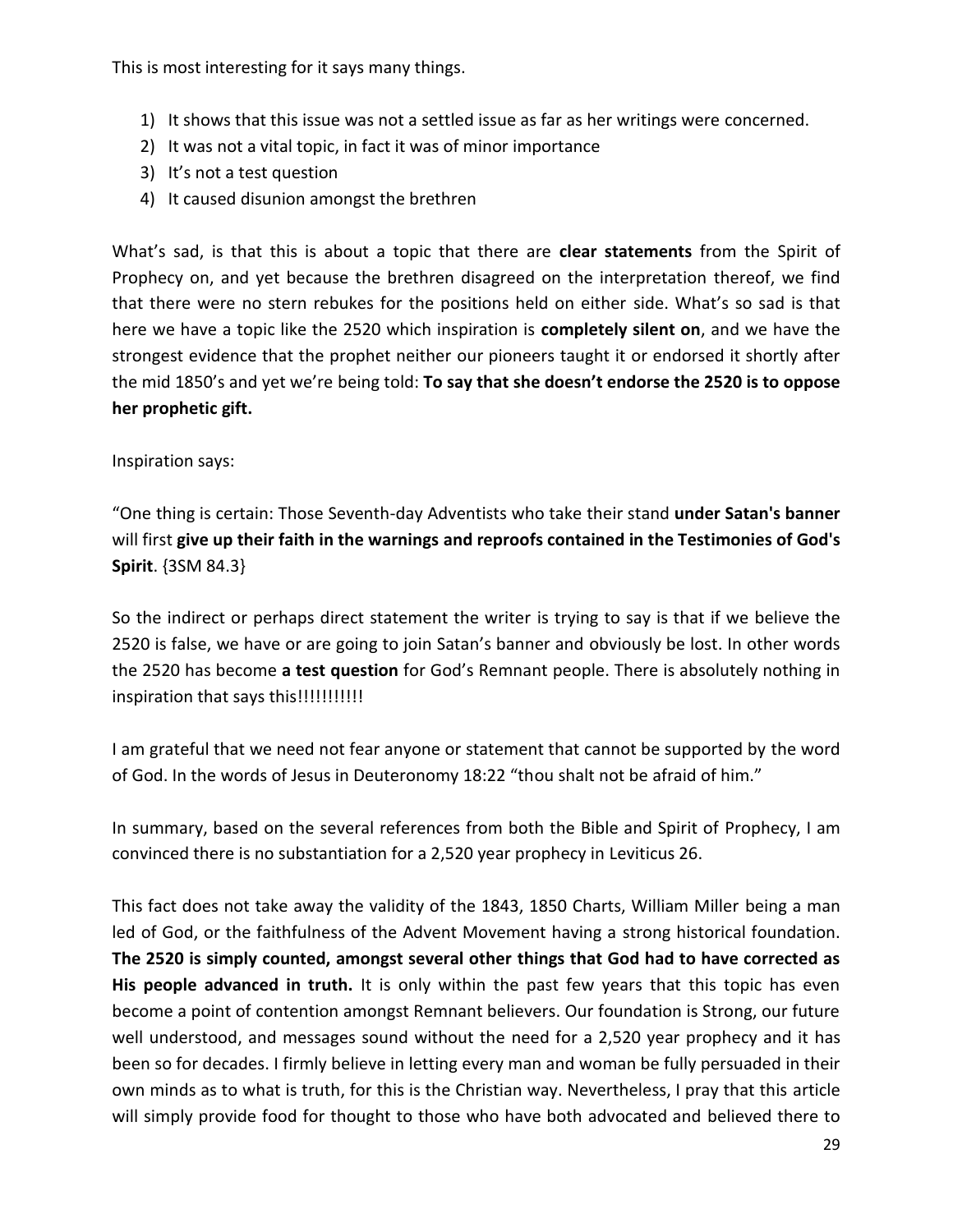This is most interesting for it says many things.

1) It shows that this issue was not a settled issue as far as her writings were concerned.
2) It was not a vital topic, in fact it was of minor importance
3) It's not a test question
4) It caused disunion amongst the brethren

What's sad, is that this is about a topic that there are **clear statements** from the Spirit of Prophecy on, and yet because the brethren disagreed on the interpretation thereof, we find that there were no stern rebukes for the positions held on either side. What's so sad is that here we have a topic like the 2520 which inspiration is **completely silent on**, and we have the strongest evidence that the prophet neither our pioneers taught it or endorsed it shortly after the mid 1850's and yet we're being told: **To say that she doesn't endorse the 2520 is to oppose her prophetic gift.**

Inspiration says:

"One thing is certain: Those Seventh-day Adventists who take their stand **under Satan's banner** will first **give up their faith in the warnings and reproofs contained in the Testimonies of God's Spirit**. {3SM 84.3}

So the indirect or perhaps direct statement the writer is trying to say is that if we believe the 2520 is false, we have or are going to join Satan's banner and obviously be lost. In other words the 2520 has become **a test question** for God's Remnant people. There is absolutely nothing in inspiration that says this!!!!!!!!!!!

I am grateful that we need not fear anyone or statement that cannot be supported by the word of God. In the words of Jesus in Deuteronomy 18:22 "thou shalt not be afraid of him."

In summary, based on the several references from both the Bible and Spirit of Prophecy, I am convinced there is no substantiation for a 2,520 year prophecy in Leviticus 26.

This fact does not take away the validity of the 1843, 1850 Charts, William Miller being a man led of God, or the faithfulness of the Advent Movement having a strong historical foundation. **The 2520 is simply counted, amongst several other things that God had to have corrected as His people advanced in truth.** It is only within the past few years that this topic has even become a point of contention amongst Remnant believers. Our foundation is Strong, our future well understood, and messages sound without the need for a 2,520 year prophecy and it has been so for decades. I firmly believe in letting every man and woman be fully persuaded in their own minds as to what is truth, for this is the Christian way. Nevertheless, I pray that this article will simply provide food for thought to those who have both advocated and believed there to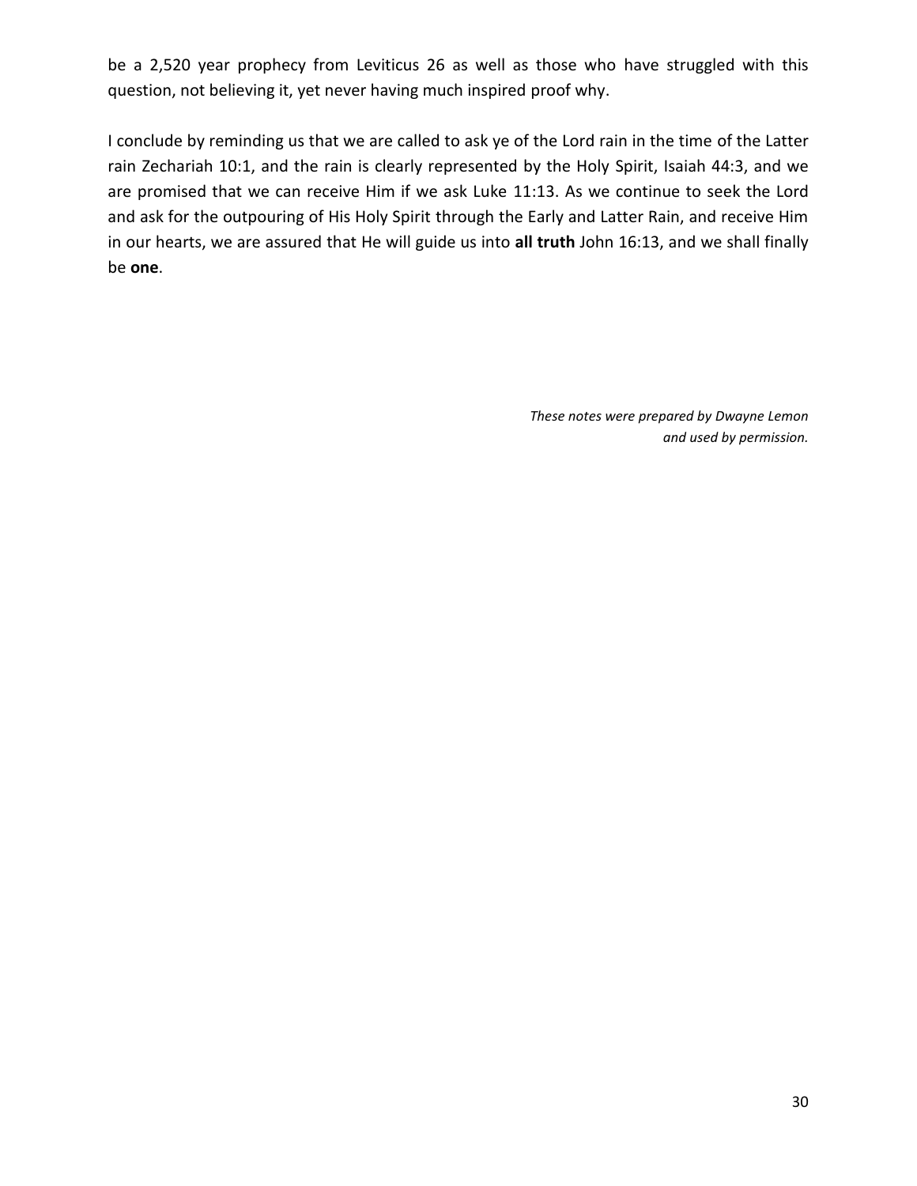be a 2,520 year prophecy from Leviticus 26 as well as those who have struggled with this question, not believing it, yet never having much inspired proof why.

I conclude by reminding us that we are called to ask ye of the Lord rain in the time of the Latter rain Zechariah 10:1, and the rain is clearly represented by the Holy Spirit, Isaiah 44:3, and we are promised that we can receive Him if we ask Luke 11:13. As we continue to seek the Lord and ask for the outpouring of His Holy Spirit through the Early and Latter Rain, and receive Him in our hearts, we are assured that He will guide us into **all truth** John 16:13, and we shall finally be **one**.

*These notes were prepared by Dwayne Lemon and used by permission.*